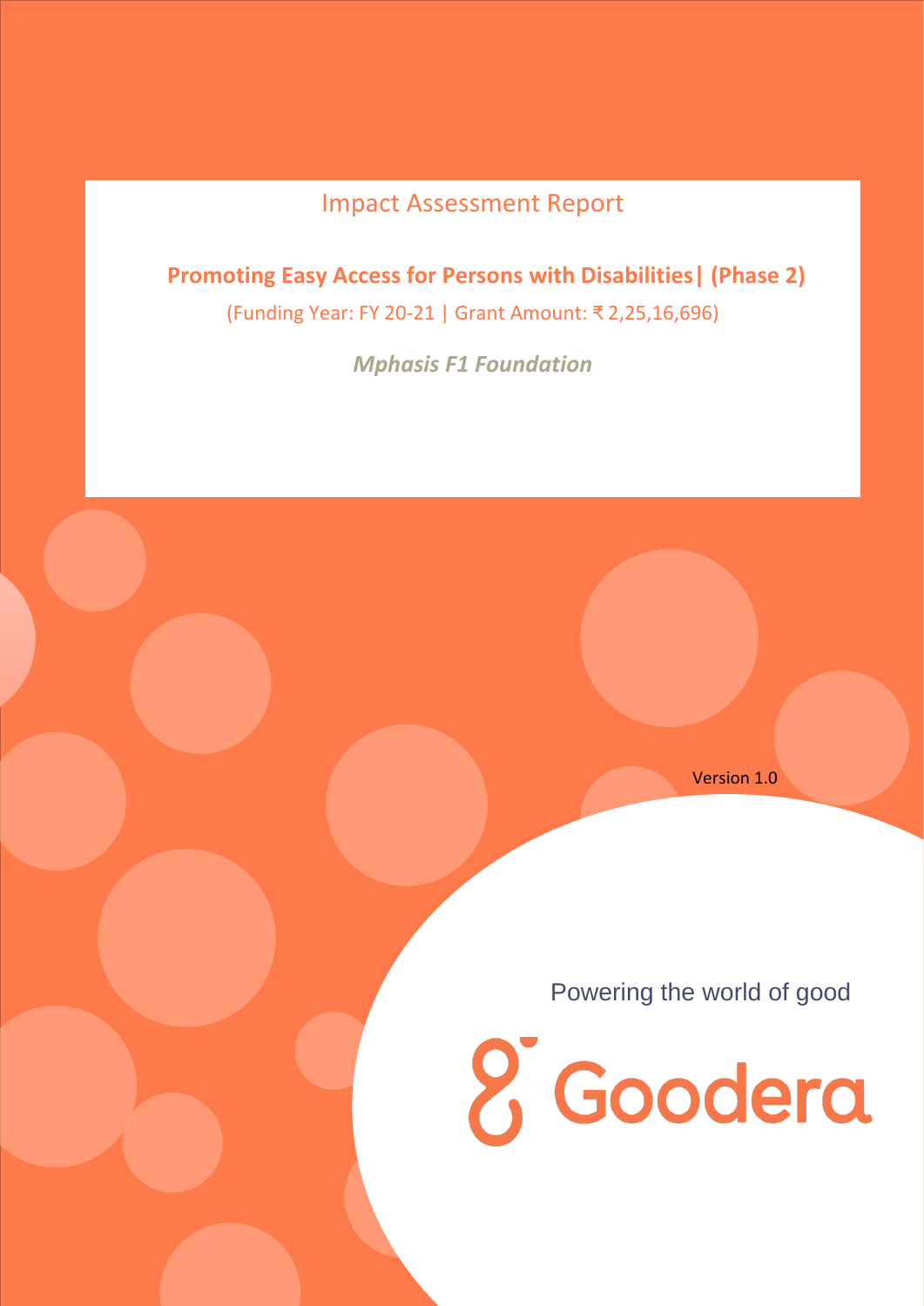Impact Assessment Report

# Promoting Easy Access for Persons with Disabilities| (Phase 2)

(Funding Year: FY 20-21 | Grant Amount: ₹ 2,25,16,696)

***Mphasis F1 Foundation***

Version 1.0

Powering the world of good

Goodera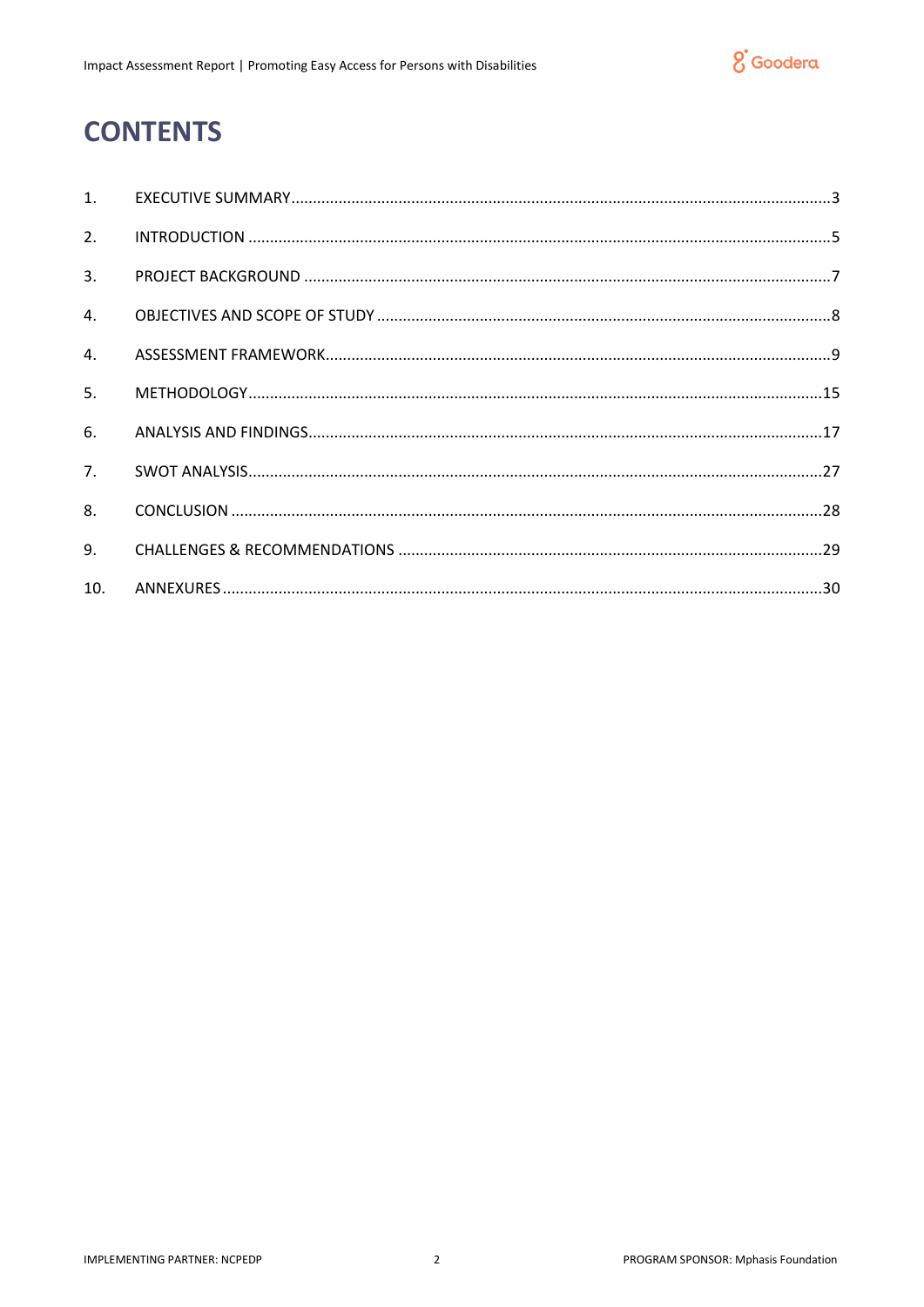# CONTENTS

1. EXECUTIVE SUMMARY ....................................................................................................................3
2. INTRODUCTION ..........................................................................................................................5
3. PROJECT BACKGROUND .............................................................................................................7
4. OBJECTIVES AND SCOPE OF STUDY ..........................................................................................8
4. ASSESSMENT FRAMEWORK........................................................................................................9
5. METHODOLOGY........................................................................................................................15
6. ANALYSIS AND FINDINGS..........................................................................................................17
7. SWOT ANALYSIS........................................................................................................................27
8. CONCLUSION ............................................................................................................................28
9. CHALLENGES & RECOMMENDATIONS .....................................................................................29
10. ANNEXURES..............................................................................................................................30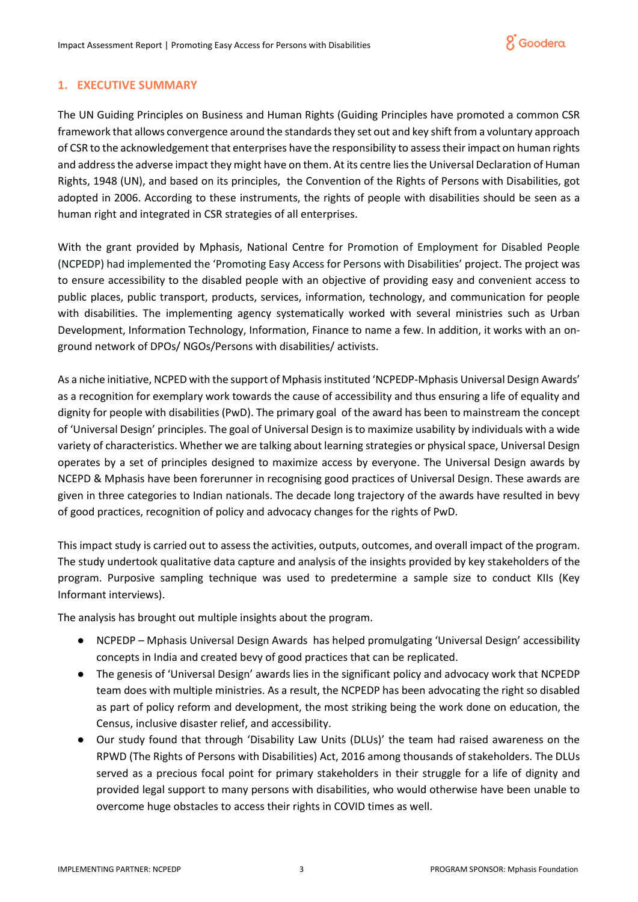## 1. EXECUTIVE SUMMARY

The UN Guiding Principles on Business and Human Rights (Guiding Principles have promoted a common CSR framework that allows convergence around the standards they set out and key shift from a voluntary approach of CSR to the acknowledgement that enterprises have the responsibility to assess their impact on human rights and address the adverse impact they might have on them. At its centre lies the Universal Declaration of Human Rights, 1948 (UN), and based on its principles, the Convention of the Rights of Persons with Disabilities, got adopted in 2006. According to these instruments, the rights of people with disabilities should be seen as a human right and integrated in CSR strategies of all enterprises.

With the grant provided by Mphasis, National Centre for Promotion of Employment for Disabled People (NCPEDP) had implemented the 'Promoting Easy Access for Persons with Disabilities' project. The project was to ensure accessibility to the disabled people with an objective of providing easy and convenient access to public places, public transport, products, services, information, technology, and communication for people with disabilities. The implementing agency systematically worked with several ministries such as Urban Development, Information Technology, Information, Finance to name a few. In addition, it works with an on-ground network of DPOs/ NGOs/Persons with disabilities/ activists.

As a niche initiative, NCPED with the support of Mphasis instituted 'NCPEDP-Mphasis Universal Design Awards' as a recognition for exemplary work towards the cause of accessibility and thus ensuring a life of equality and dignity for people with disabilities (PwD). The primary goal of the award has been to mainstream the concept of 'Universal Design' principles. The goal of Universal Design is to maximize usability by individuals with a wide variety of characteristics. Whether we are talking about learning strategies or physical space, Universal Design operates by a set of principles designed to maximize access by everyone. The Universal Design awards by NCEPD & Mphasis have been forerunner in recognising good practices of Universal Design. These awards are given in three categories to Indian nationals. The decade long trajectory of the awards have resulted in bevy of good practices, recognition of policy and advocacy changes for the rights of PwD.

This impact study is carried out to assess the activities, outputs, outcomes, and overall impact of the program. The study undertook qualitative data capture and analysis of the insights provided by key stakeholders of the program. Purposive sampling technique was used to predetermine a sample size to conduct KIIs (Key Informant interviews).

The analysis has brought out multiple insights about the program.

- NCPEDP – Mphasis Universal Design Awards has helped promulgating 'Universal Design' accessibility concepts in India and created bevy of good practices that can be replicated.
- The genesis of 'Universal Design' awards lies in the significant policy and advocacy work that NCPEDP team does with multiple ministries. As a result, the NCPEDP has been advocating the right so disabled as part of policy reform and development, the most striking being the work done on education, the Census, inclusive disaster relief, and accessibility.
- Our study found that through 'Disability Law Units (DLUs)' the team had raised awareness on the RPWD (The Rights of Persons with Disabilities) Act, 2016 among thousands of stakeholders. The DLUs served as a precious focal point for primary stakeholders in their struggle for a life of dignity and provided legal support to many persons with disabilities, who would otherwise have been unable to overcome huge obstacles to access their rights in COVID times as well.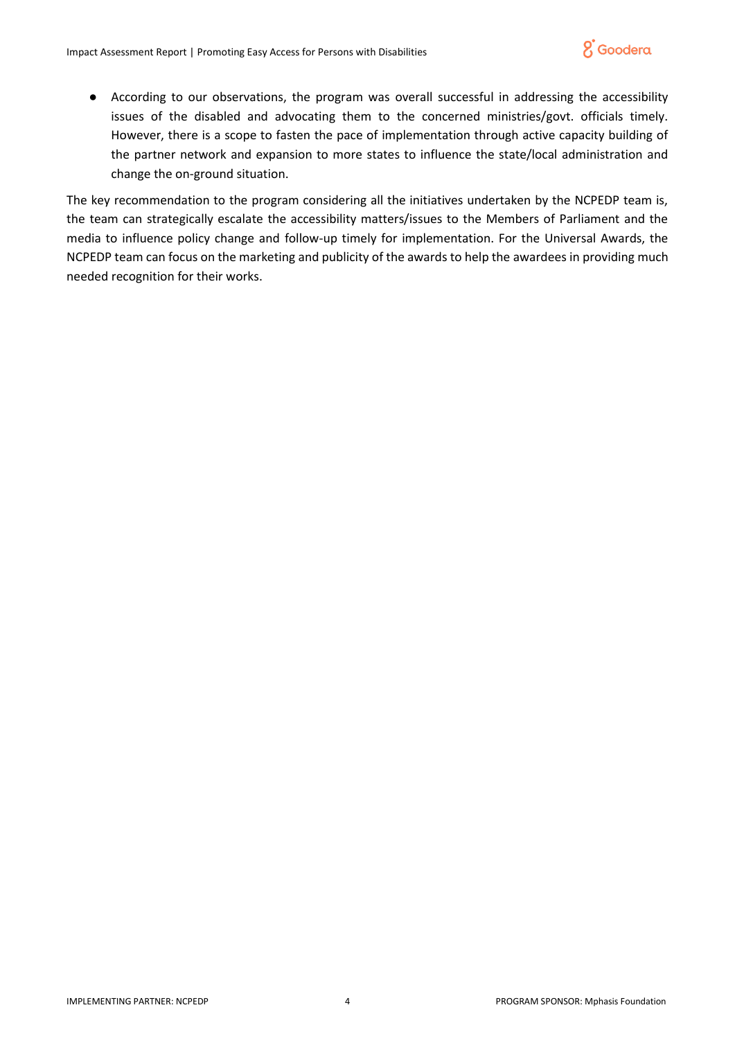- According to our observations, the program was overall successful in addressing the accessibility issues of the disabled and advocating them to the concerned ministries/govt. officials timely. However, there is a scope to fasten the pace of implementation through active capacity building of the partner network and expansion to more states to influence the state/local administration and change the on-ground situation.

The key recommendation to the program considering all the initiatives undertaken by the NCPEDP team is, the team can strategically escalate the accessibility matters/issues to the Members of Parliament and the media to influence policy change and follow-up timely for implementation. For the Universal Awards, the NCPEDP team can focus on the marketing and publicity of the awards to help the awardees in providing much needed recognition for their works.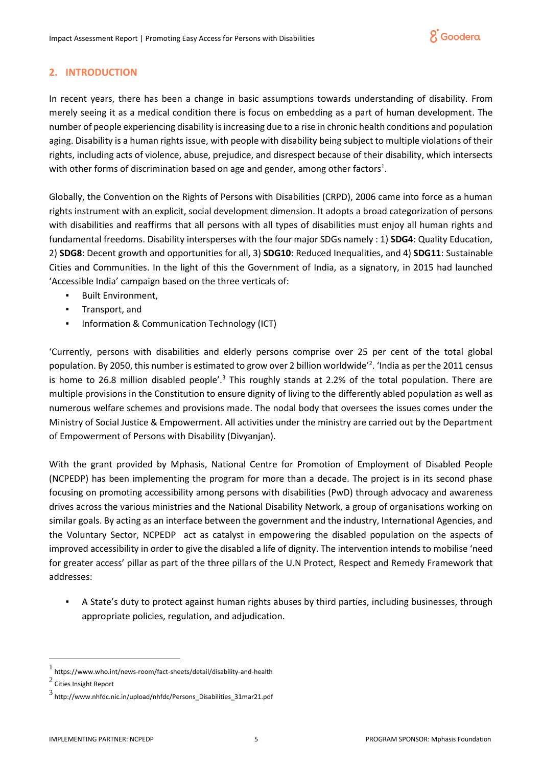## 2. INTRODUCTION

In recent years, there has been a change in basic assumptions towards understanding of disability. From merely seeing it as a medical condition there is focus on embedding as a part of human development. The number of people experiencing disability is increasing due to a rise in chronic health conditions and population aging. Disability is a human rights issue, with people with disability being subject to multiple violations of their rights, including acts of violence, abuse, prejudice, and disrespect because of their disability, which intersects with other forms of discrimination based on age and gender, among other factors[1].

Globally, the Convention on the Rights of Persons with Disabilities (CRPD), 2006 came into force as a human rights instrument with an explicit, social development dimension. It adopts a broad categorization of persons with disabilities and reaffirms that all persons with all types of disabilities must enjoy all human rights and fundamental freedoms. Disability intersperses with the four major SDGs namely : 1) **SDG4**: Quality Education, 2) **SDG8**: Decent growth and opportunities for all, 3) **SDG10**: Reduced Inequalities, and 4) **SDG11**: Sustainable Cities and Communities. In the light of this the Government of India, as a signatory, in 2015 had launched 'Accessible India' campaign based on the three verticals of:

- Built Environment,
- Transport, and
- Information & Communication Technology (ICT)

'Currently, persons with disabilities and elderly persons comprise over 25 per cent of the total global population. By 2050, this number is estimated to grow over 2 billion worldwide'[2]. 'India as per the 2011 census is home to 26.8 million disabled people'.[3] This roughly stands at 2.2% of the total population. There are multiple provisions in the Constitution to ensure dignity of living to the differently abled population as well as numerous welfare schemes and provisions made. The nodal body that oversees the issues comes under the Ministry of Social Justice & Empowerment. All activities under the ministry are carried out by the Department of Empowerment of Persons with Disability (Divyanjan).

With the grant provided by Mphasis, National Centre for Promotion of Employment of Disabled People (NCPEDP) has been implementing the program for more than a decade. The project is in its second phase focusing on promoting accessibility among persons with disabilities (PwD) through advocacy and awareness drives across the various ministries and the National Disability Network, a group of organisations working on similar goals. By acting as an interface between the government and the industry, International Agencies, and the Voluntary Sector, NCPEDP act as catalyst in empowering the disabled population on the aspects of improved accessibility in order to give the disabled a life of dignity. The intervention intends to mobilise 'need for greater access' pillar as part of the three pillars of the U.N Protect, Respect and Remedy Framework that addresses:

- A State's duty to protect against human rights abuses by third parties, including businesses, through appropriate policies, regulation, and adjudication.

---

[1] https://www.who.int/news-room/fact-sheets/detail/disability-and-health

[2] Cities Insight Report

[3] http://www.nhfdc.nic.in/upload/nhfdc/Persons_Disabilities_31mar21.pdf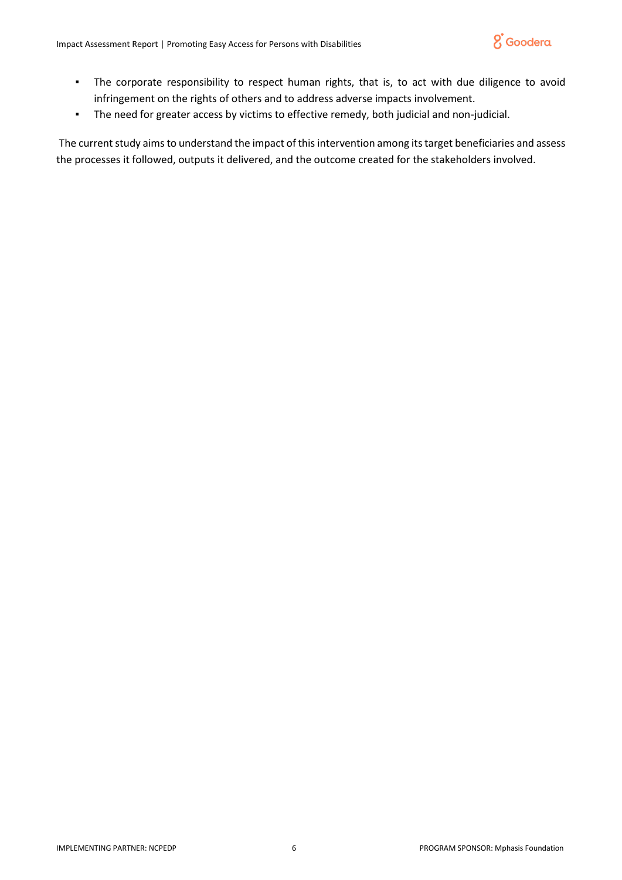- The corporate responsibility to respect human rights, that is, to act with due diligence to avoid infringement on the rights of others and to address adverse impacts involvement.
- The need for greater access by victims to effective remedy, both judicial and non-judicial.

The current study aims to understand the impact of this intervention among its target beneficiaries and assess the processes it followed, outputs it delivered, and the outcome created for the stakeholders involved.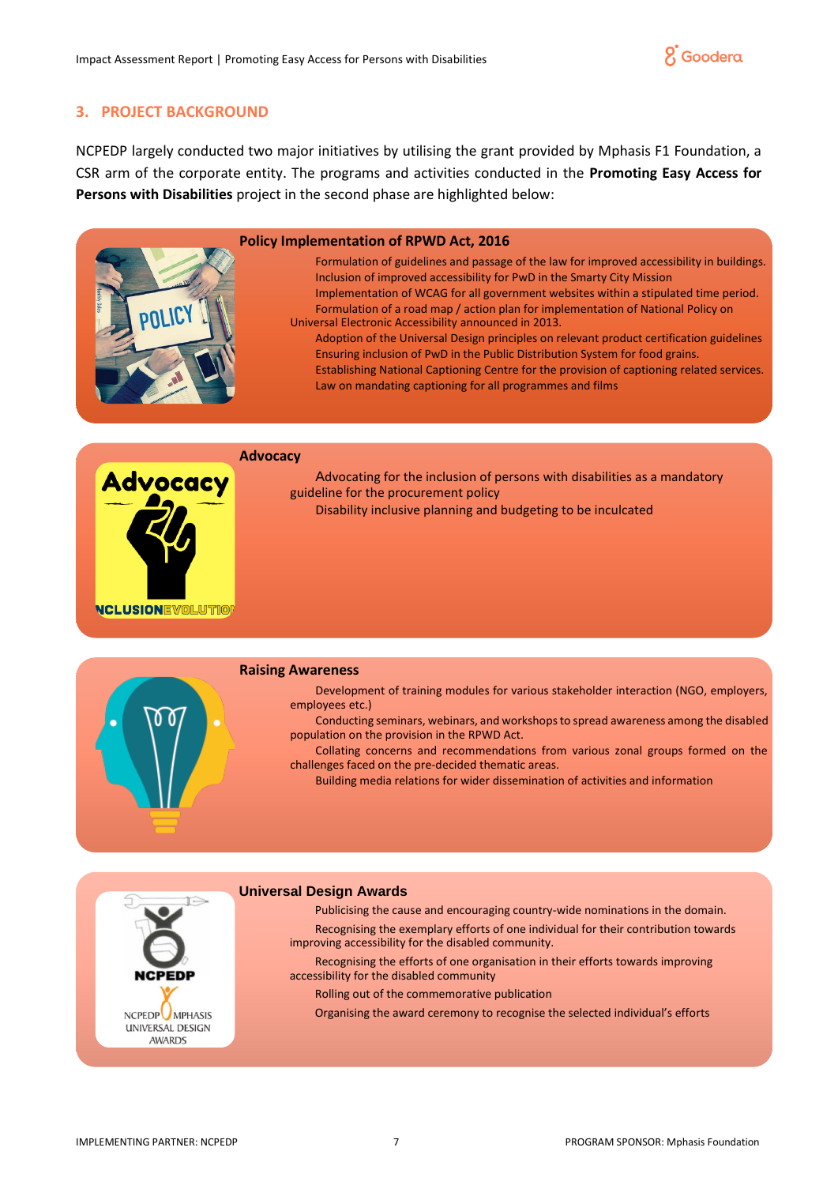## 3. PROJECT BACKGROUND

NCPEDP largely conducted two major initiatives by utilising the grant provided by Mphasis F1 Foundation, a CSR arm of the corporate entity. The programs and activities conducted in the **Promoting Easy Access for Persons with Disabilities** project in the second phase are highlighted below:

### Policy Implementation of RPWD Act, 2016

- Formulation of guidelines and passage of the law for improved accessibility in buildings.
- Inclusion of improved accessibility for PwD in the Smarty City Mission
- Implementation of WCAG for all government websites within a stipulated time period.
- Formulation of a road map / action plan for implementation of National Policy on Universal Electronic Accessibility announced in 2013.
- Adoption of the Universal Design principles on relevant product certification guidelines
- Ensuring inclusion of PwD in the Public Distribution System for food grains.
- Establishing National Captioning Centre for the provision of captioning related services.
- Law on mandating captioning for all programmes and films

### Advocacy

- Advocating for the inclusion of persons with disabilities as a mandatory guideline for the procurement policy
- Disability inclusive planning and budgeting to be inculcated

### Raising Awareness

- Development of training modules for various stakeholder interaction (NGO, employers, employees etc.)
- Conducting seminars, webinars, and workshops to spread awareness among the disabled population on the provision in the RPWD Act.
- Collating concerns and recommendations from various zonal groups formed on the challenges faced on the pre-decided thematic areas.
- Building media relations for wider dissemination of activities and information

### Universal Design Awards

- Publicising the cause and encouraging country-wide nominations in the domain.
- Recognising the exemplary efforts of one individual for their contribution towards improving accessibility for the disabled community.
- Recognising the efforts of one organisation in their efforts towards improving accessibility for the disabled community
- Rolling out of the commemorative publication
- Organising the award ceremony to recognise the selected individual's efforts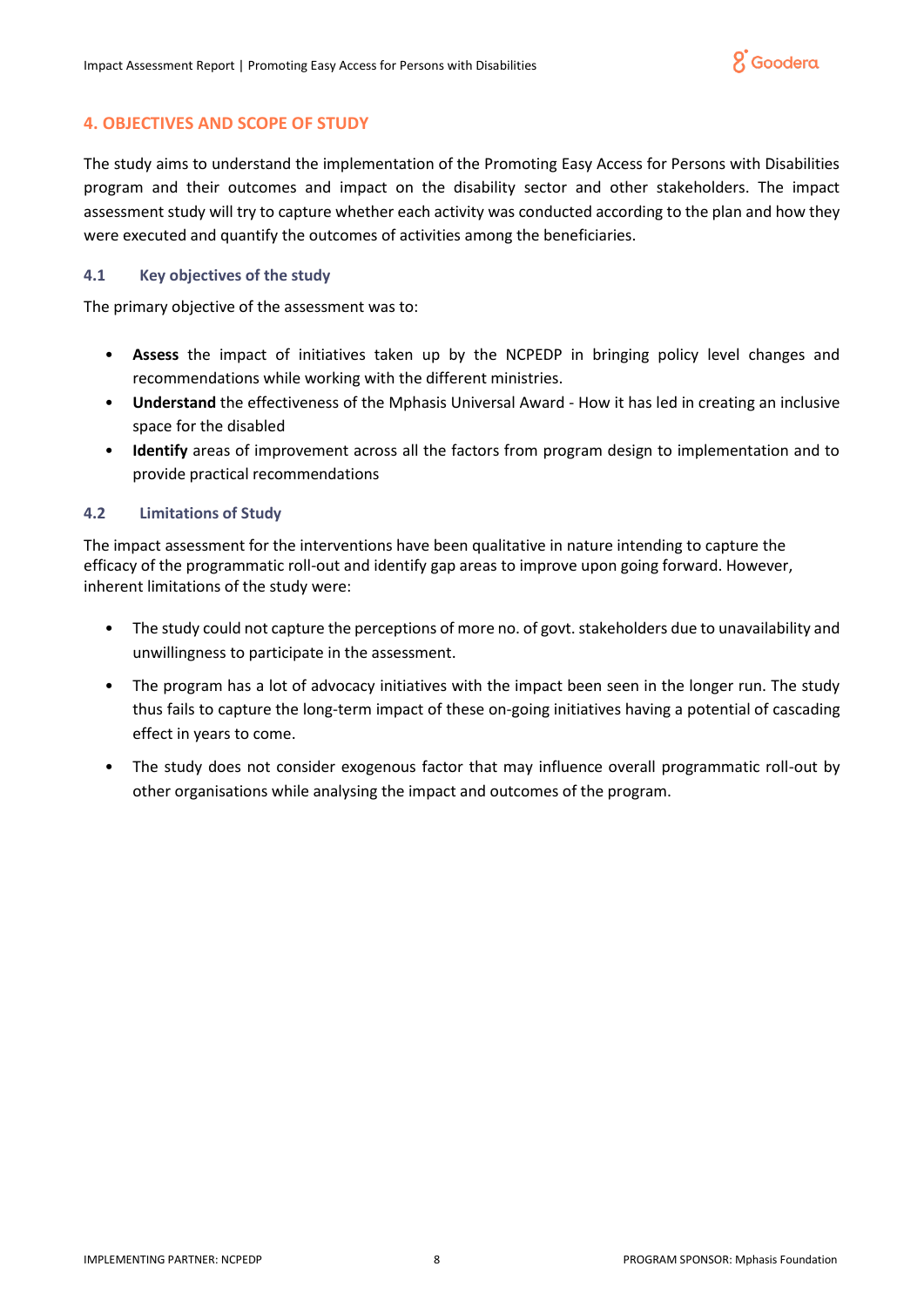## 4. OBJECTIVES AND SCOPE OF STUDY

The study aims to understand the implementation of the Promoting Easy Access for Persons with Disabilities program and their outcomes and impact on the disability sector and other stakeholders. The impact assessment study will try to capture whether each activity was conducted according to the plan and how they were executed and quantify the outcomes of activities among the beneficiaries.

### 4.1 Key objectives of the study

The primary objective of the assessment was to:

- **Assess** the impact of initiatives taken up by the NCPEDP in bringing policy level changes and recommendations while working with the different ministries.
- **Understand** the effectiveness of the Mphasis Universal Award - How it has led in creating an inclusive space for the disabled
- **Identify** areas of improvement across all the factors from program design to implementation and to provide practical recommendations

### 4.2 Limitations of Study

The impact assessment for the interventions have been qualitative in nature intending to capture the efficacy of the programmatic roll-out and identify gap areas to improve upon going forward. However, inherent limitations of the study were:

- The study could not capture the perceptions of more no. of govt. stakeholders due to unavailability and unwillingness to participate in the assessment.
- The program has a lot of advocacy initiatives with the impact been seen in the longer run. The study thus fails to capture the long-term impact of these on-going initiatives having a potential of cascading effect in years to come.
- The study does not consider exogenous factor that may influence overall programmatic roll-out by other organisations while analysing the impact and outcomes of the program.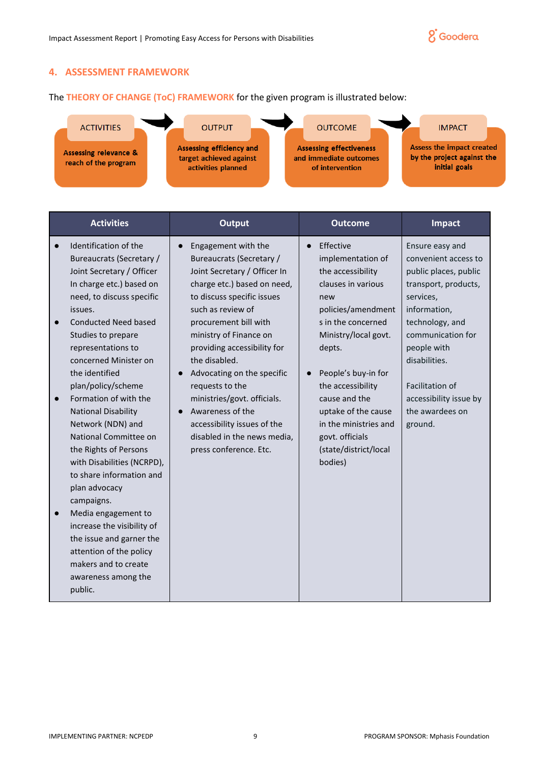## 4. ASSESSMENT FRAMEWORK

The **THEORY OF CHANGE (ToC) FRAMEWORK** for the given program is illustrated below:

**ACTIVITIES** — Assessing relevance & reach of the program → **OUTPUT** — Assessing efficiency and target achieved against activities planned → **OUTCOME** — Assessing effectiveness and immediate outcomes of intervention → **IMPACT** — Assess the impact created by the project against the initial goals

| Activities | Output | Outcome | Impact |
|---|---|---|---|
| • Identification of the Bureaucrats (Secretary / Joint Secretary / Officer In charge etc.) based on need, to discuss specific issues.<br>• Conducted Need based Studies to prepare representations to concerned Minister on the identified plan/policy/scheme<br>• Formation of with the National Disability Network (NDN) and National Committee on the Rights of Persons with Disabilities (NCRPD), to share information and plan advocacy campaigns.<br>• Media engagement to increase the visibility of the issue and garner the attention of the policy makers and to create awareness among the public. | • Engagement with the Bureaucrats (Secretary / Joint Secretary / Officer In charge etc.) based on need, to discuss specific issues such as review of procurement bill with ministry of Finance on providing accessibility for the disabled.<br>• Advocating on the specific requests to the ministries/govt. officials.<br>• Awareness of the accessibility issues of the disabled in the news media, press conference. Etc. | • Effective implementation of the accessibility clauses in various new policies/amendments in the concerned Ministry/local govt. depts.<br>• People's buy-in for the accessibility cause and the uptake of the cause in the ministries and govt. officials (state/district/local bodies) | Ensure easy and convenient access to public places, public transport, products, services, information, technology, and communication for people with disabilities.<br><br>Facilitation of accessibility issue by the awardees on ground. |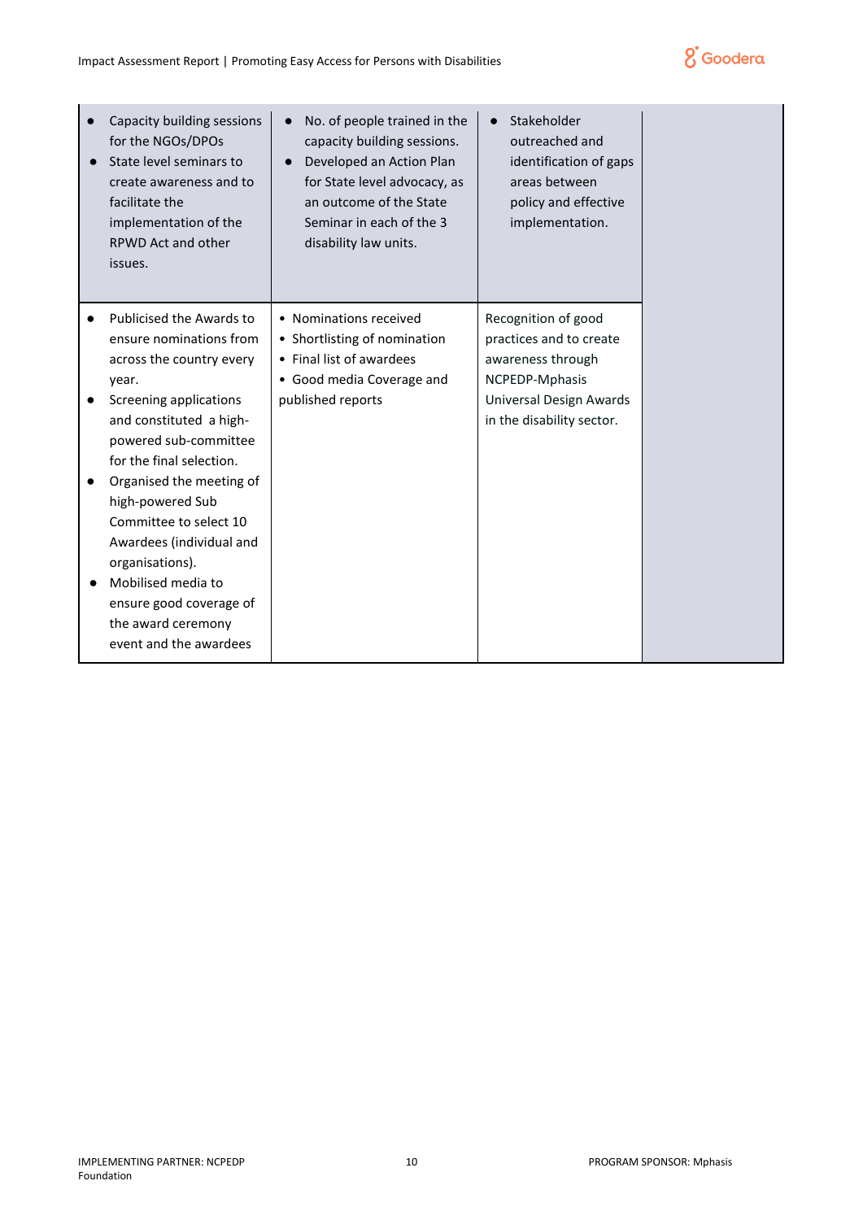| | | | |
|---|---|---|---|
| ● Capacity building sessions for the NGOs/DPOs<br>● State level seminars to create awareness and to facilitate the implementation of the RPWD Act and other issues. | ● No. of people trained in the capacity building sessions.<br>● Developed an Action Plan for State level advocacy, as an outcome of the State Seminar in each of the 3 disability law units. | ● Stakeholder outreached and identification of gaps areas between policy and effective implementation. | |
| ● Publicised the Awards to ensure nominations from across the country every year.<br>● Screening applications and constituted a high-powered sub-committee for the final selection.<br>● Organised the meeting of high-powered Sub Committee to select 10 Awardees (individual and organisations).<br>● Mobilised media to ensure good coverage of the award ceremony event and the awardees | • Nominations received<br>• Shortlisting of nomination<br>• Final list of awardees<br>• Good media Coverage and published reports | Recognition of good practices and to create awareness through NCPEDP-Mphasis Universal Design Awards in the disability sector. | |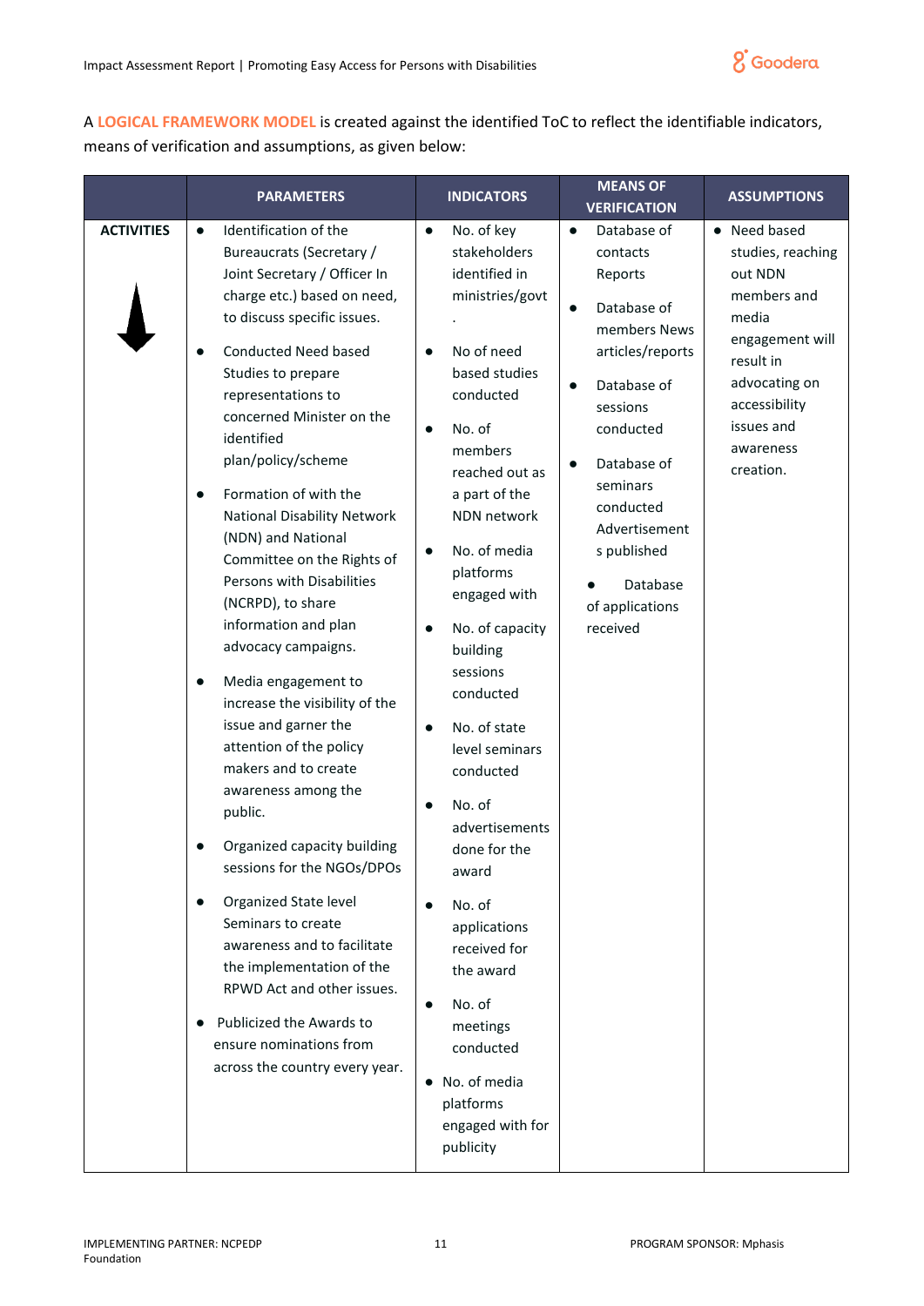A **LOGICAL FRAMEWORK MODEL** is created against the identified ToC to reflect the identifiable indicators, means of verification and assumptions, as given below:

| | PARAMETERS | INDICATORS | MEANS OF VERIFICATION | ASSUMPTIONS |
|---|---|---|---|---|
| **ACTIVITIES** | • Identification of the Bureaucrats (Secretary / Joint Secretary / Officer In charge etc.) based on need, to discuss specific issues.<br>• Conducted Need based Studies to prepare representations to concerned Minister on the identified plan/policy/scheme<br>• Formation of with the National Disability Network (NDN) and National Committee on the Rights of Persons with Disabilities (NCRPD), to share information and plan advocacy campaigns.<br>• Media engagement to increase the visibility of the issue and garner the attention of the policy makers and to create awareness among the public.<br>• Organized capacity building sessions for the NGOs/DPOs<br>• Organized State level Seminars to create awareness and to facilitate the implementation of the RPWD Act and other issues.<br>• Publicized the Awards to ensure nominations from across the country every year. | • No. of key stakeholders identified in ministries/govt .<br>• No of need based studies conducted<br>• No. of members reached out as a part of the NDN network<br>• No. of media platforms engaged with<br>• No. of capacity building sessions conducted<br>• No. of state level seminars conducted<br>• No. of advertisements done for the award<br>• No. of applications received for the award<br>• No. of meetings conducted<br>• No. of media platforms engaged with for publicity | • Database of contacts Reports<br>• Database of members News articles/reports<br>• Database of sessions conducted<br>• Database of seminars conducted Advertisements published<br>• Database of applications received | • Need based studies, reaching out NDN members and media engagement will result in advocating on accessibility issues and awareness creation. |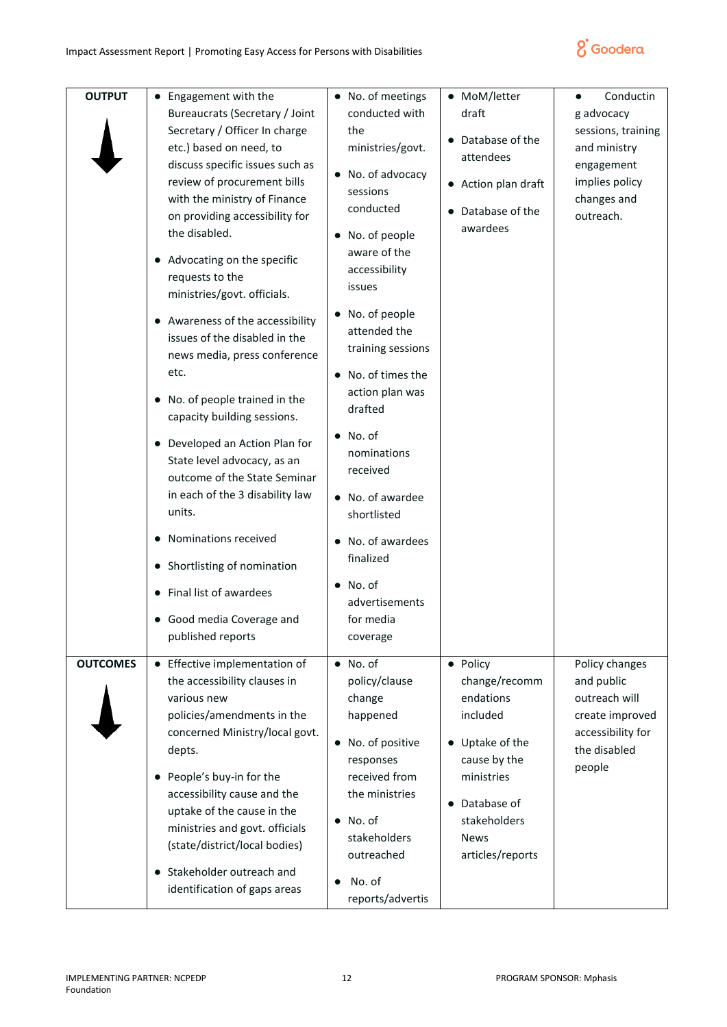| | | | | |
|---|---|---|---|---|
| **OUTPUT** ⬇ | • Engagement with the Bureaucrats (Secretary / Joint Secretary / Officer In charge etc.) based on need, to discuss specific issues such as review of procurement bills with the ministry of Finance on providing accessibility for the disabled.<br>• Advocating on the specific requests to the ministries/govt. officials.<br>• Awareness of the accessibility issues of the disabled in the news media, press conference etc.<br>• No. of people trained in the capacity building sessions.<br>• Developed an Action Plan for State level advocacy, as an outcome of the State Seminar in each of the 3 disability law units.<br>• Nominations received<br>• Shortlisting of nomination<br>• Final list of awardees<br>• Good media Coverage and published reports | • No. of meetings conducted with the ministries/govt.<br>• No. of advocacy sessions conducted<br>• No. of people aware of the accessibility issues<br>• No. of people attended the training sessions<br>• No. of times the action plan was drafted<br>• No. of nominations received<br>• No. of awardee shortlisted<br>• No. of awardees finalized<br>• No. of advertisements for media coverage | • MoM/letter draft<br>• Database of the attendees<br>• Action plan draft<br>• Database of the awardees | • Conducting advocacy sessions, training and ministry engagement implies policy changes and outreach. |
| **OUTCOMES** ⬇ | • Effective implementation of the accessibility clauses in various new policies/amendments in the concerned Ministry/local govt. depts.<br>• People's buy-in for the accessibility cause and the uptake of the cause in the ministries and govt. officials (state/district/local bodies)<br>• Stakeholder outreach and identification of gaps areas | • No. of policy/clause change happened<br>• No. of positive responses received from the ministries<br>• No. of stakeholders outreached<br>• No. of reports/advertis | • Policy change/recommendations included<br>• Uptake of the cause by the ministries<br>• Database of stakeholders News articles/reports | Policy changes and public outreach will create improved accessibility for the disabled people |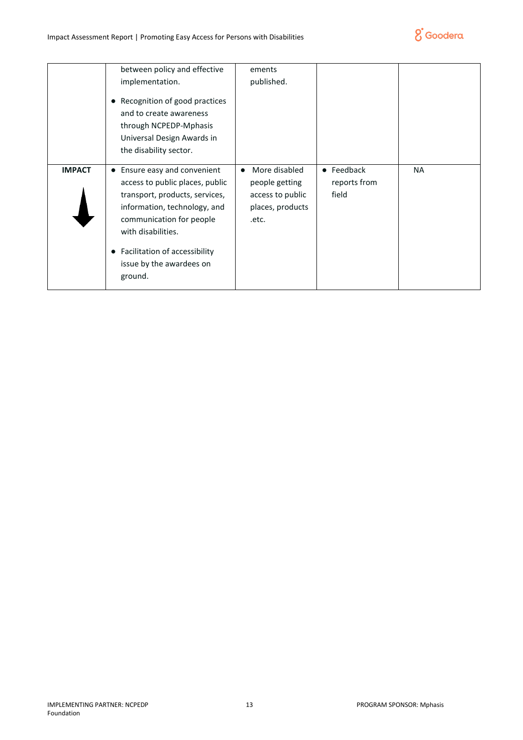|  |  |  |  |  |
|---|---|---|---|---|
|  | between policy and effective implementation.<br>● Recognition of good practices and to create awareness through NCPEDP-Mphasis Universal Design Awards in the disability sector. | ements published. |  |  |
| **IMPACT** | ● Ensure easy and convenient access to public places, public transport, products, services, information, technology, and communication for people with disabilities.<br>● Facilitation of accessibility issue by the awardees on ground. | ● More disabled people getting access to public places, products .etc. | ● Feedback reports from field | NA |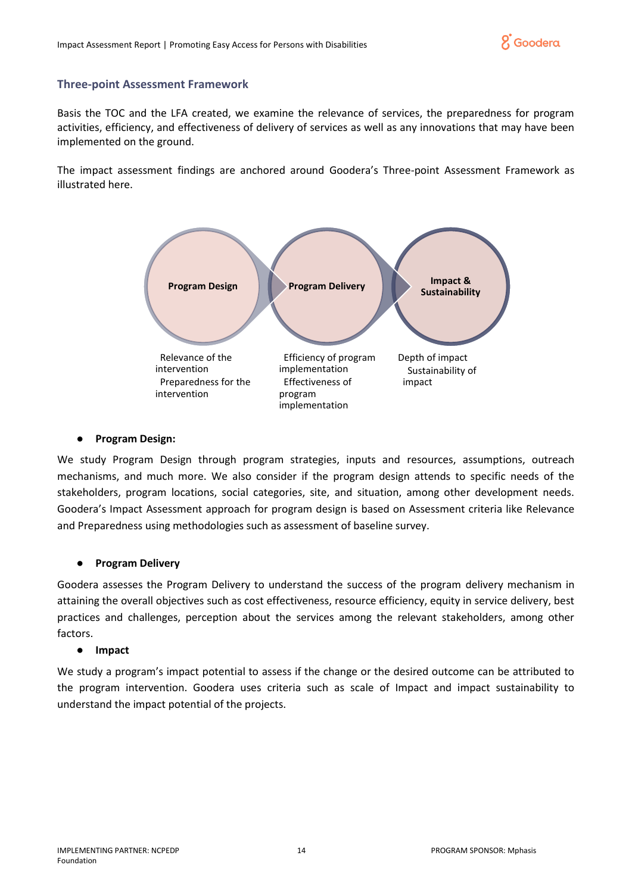### Three-point Assessment Framework

Basis the TOC and the LFA created, we examine the relevance of services, the preparedness for program activities, efficiency, and effectiveness of delivery of services as well as any innovations that may have been implemented on the ground.

The impact assessment findings are anchored around Goodera's Three-point Assessment Framework as illustrated here.

| Program Design | Program Delivery | Impact & Sustainability |
|---|---|---|
| Relevance of the intervention<br>Preparedness for the intervention | Efficiency of program implementation<br>Effectiveness of program implementation | Depth of impact<br>Sustainability of impact |

- **Program Design:**

We study Program Design through program strategies, inputs and resources, assumptions, outreach mechanisms, and much more. We also consider if the program design attends to specific needs of the stakeholders, program locations, social categories, site, and situation, among other development needs. Goodera's Impact Assessment approach for program design is based on Assessment criteria like Relevance and Preparedness using methodologies such as assessment of baseline survey.

- **Program Delivery**

Goodera assesses the Program Delivery to understand the success of the program delivery mechanism in attaining the overall objectives such as cost effectiveness, resource efficiency, equity in service delivery, best practices and challenges, perception about the services among the relevant stakeholders, among other factors.

- **Impact**

We study a program's impact potential to assess if the change or the desired outcome can be attributed to the program intervention. Goodera uses criteria such as scale of Impact and impact sustainability to understand the impact potential of the projects.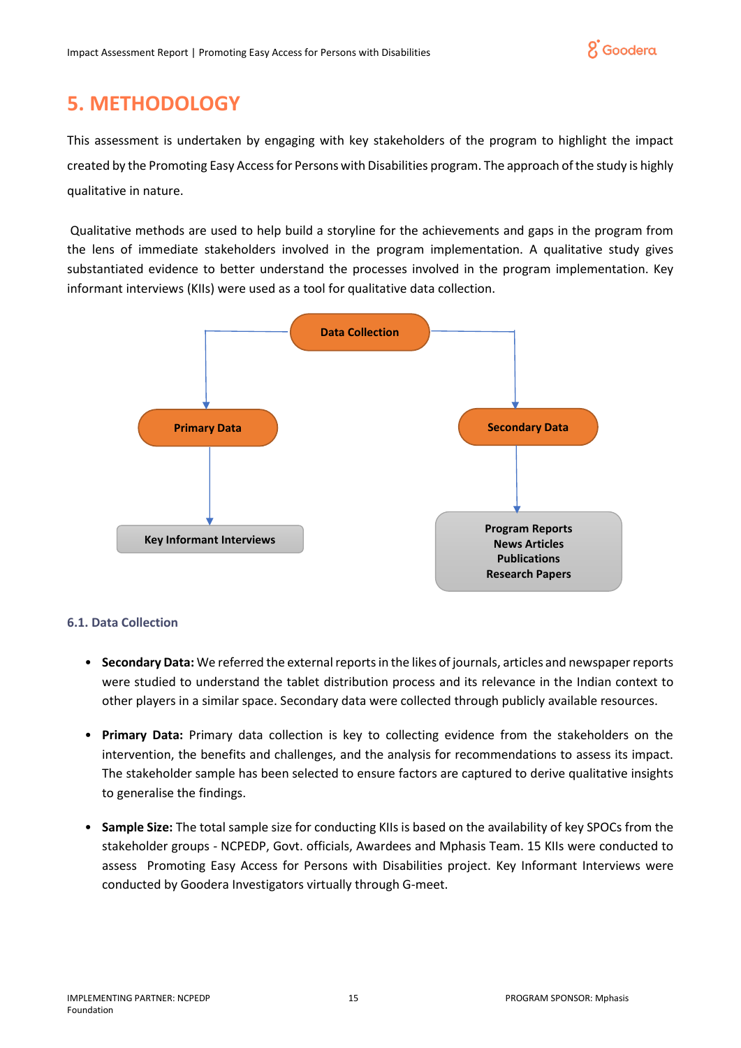# 5. METHODOLOGY

This assessment is undertaken by engaging with key stakeholders of the program to highlight the impact created by the Promoting Easy Access for Persons with Disabilities program. The approach of the study is highly qualitative in nature.

Qualitative methods are used to help build a storyline for the achievements and gaps in the program from the lens of immediate stakeholders involved in the program implementation. A qualitative study gives substantiated evidence to better understand the processes involved in the program implementation. Key informant interviews (KIIs) were used as a tool for qualitative data collection.

**Data Collection**

- **Primary Data**
  - **Key Informant Interviews**
- **Secondary Data**
  - **Program Reports**
  - **News Articles**
  - **Publications**
  - **Research Papers**

### 6.1. Data Collection

- **Secondary Data:** We referred the external reports in the likes of journals, articles and newspaper reports were studied to understand the tablet distribution process and its relevance in the Indian context to other players in a similar space. Secondary data were collected through publicly available resources.

- **Primary Data:** Primary data collection is key to collecting evidence from the stakeholders on the intervention, the benefits and challenges, and the analysis for recommendations to assess its impact. The stakeholder sample has been selected to ensure factors are captured to derive qualitative insights to generalise the findings.

- **Sample Size:** The total sample size for conducting KIIs is based on the availability of key SPOCs from the stakeholder groups - NCPEDP, Govt. officials, Awardees and Mphasis Team. 15 KIIs were conducted to assess Promoting Easy Access for Persons with Disabilities project. Key Informant Interviews were conducted by Goodera Investigators virtually through G-meet.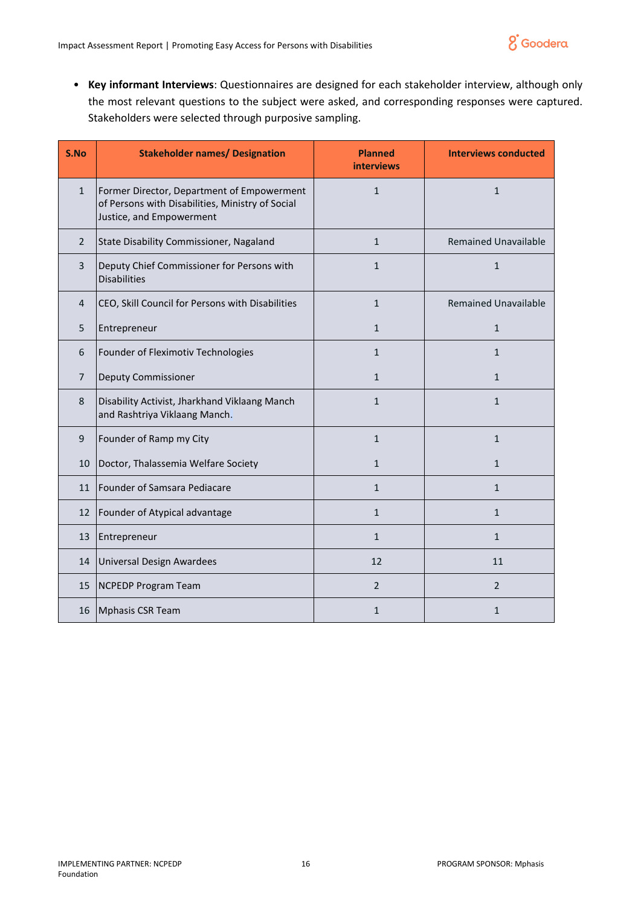- **Key informant Interviews**: Questionnaires are designed for each stakeholder interview, although only the most relevant questions to the subject were asked, and corresponding responses were captured. Stakeholders were selected through purposive sampling.

| S.No | Stakeholder names/ Designation | Planned interviews | Interviews conducted |
|---|---|---|---|
| 1 | Former Director, Department of Empowerment of Persons with Disabilities, Ministry of Social Justice, and Empowerment | 1 | 1 |
| 2 | State Disability Commissioner, Nagaland | 1 | Remained Unavailable |
| 3 | Deputy Chief Commissioner for Persons with Disabilities | 1 | 1 |
| 4 | CEO, Skill Council for Persons with Disabilities | 1 | Remained Unavailable |
| 5 | Entrepreneur | 1 | 1 |
| 6 | Founder of Fleximotiv Technologies | 1 | 1 |
| 7 | Deputy Commissioner | 1 | 1 |
| 8 | Disability Activist, Jharkhand Viklaang Manch and Rashtriya Viklaang Manch. | 1 | 1 |
| 9 | Founder of Ramp my City | 1 | 1 |
| 10 | Doctor, Thalassemia Welfare Society | 1 | 1 |
| 11 | Founder of Samsara Pediacare | 1 | 1 |
| 12 | Founder of Atypical advantage | 1 | 1 |
| 13 | Entrepreneur | 1 | 1 |
| 14 | Universal Design Awardees | 12 | 11 |
| 15 | NCPEDP Program Team | 2 | 2 |
| 16 | Mphasis CSR Team | 1 | 1 |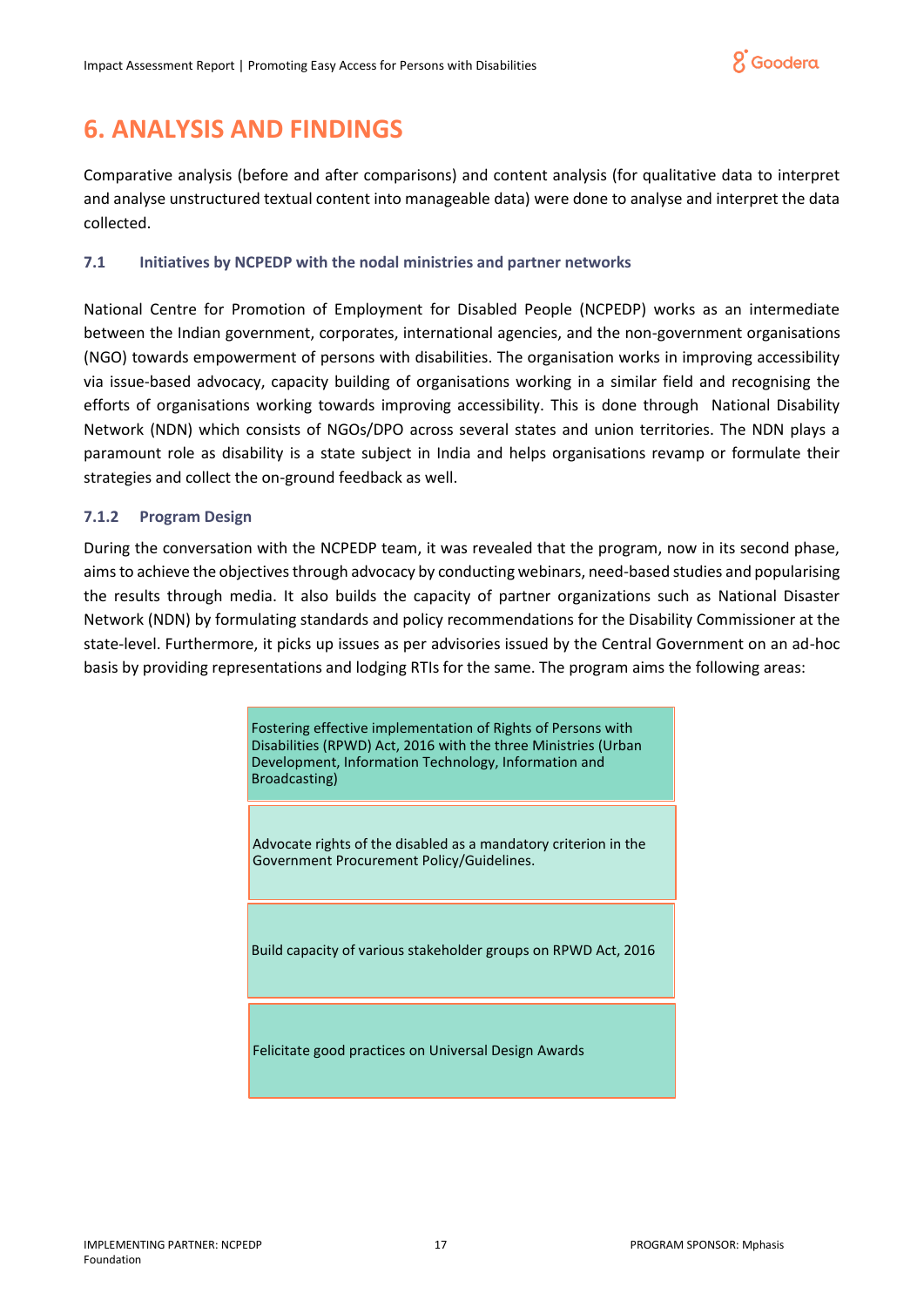# 6. ANALYSIS AND FINDINGS

Comparative analysis (before and after comparisons) and content analysis (for qualitative data to interpret and analyse unstructured textual content into manageable data) were done to analyse and interpret the data collected.

### 7.1 Initiatives by NCPEDP with the nodal ministries and partner networks

National Centre for Promotion of Employment for Disabled People (NCPEDP) works as an intermediate between the Indian government, corporates, international agencies, and the non-government organisations (NGO) towards empowerment of persons with disabilities. The organisation works in improving accessibility via issue-based advocacy, capacity building of organisations working in a similar field and recognising the efforts of organisations working towards improving accessibility. This is done through National Disability Network (NDN) which consists of NGOs/DPO across several states and union territories. The NDN plays a paramount role as disability is a state subject in India and helps organisations revamp or formulate their strategies and collect the on-ground feedback as well.

### 7.1.2 Program Design

During the conversation with the NCPEDP team, it was revealed that the program, now in its second phase, aims to achieve the objectives through advocacy by conducting webinars, need-based studies and popularising the results through media. It also builds the capacity of partner organizations such as National Disaster Network (NDN) by formulating standards and policy recommendations for the Disability Commissioner at the state-level. Furthermore, it picks up issues as per advisories issued by the Central Government on an ad-hoc basis by providing representations and lodging RTIs for the same. The program aims the following areas:

- Fostering effective implementation of Rights of Persons with Disabilities (RPWD) Act, 2016 with the three Ministries (Urban Development, Information Technology, Information and Broadcasting)
- Advocate rights of the disabled as a mandatory criterion in the Government Procurement Policy/Guidelines.
- Build capacity of various stakeholder groups on RPWD Act, 2016
- Felicitate good practices on Universal Design Awards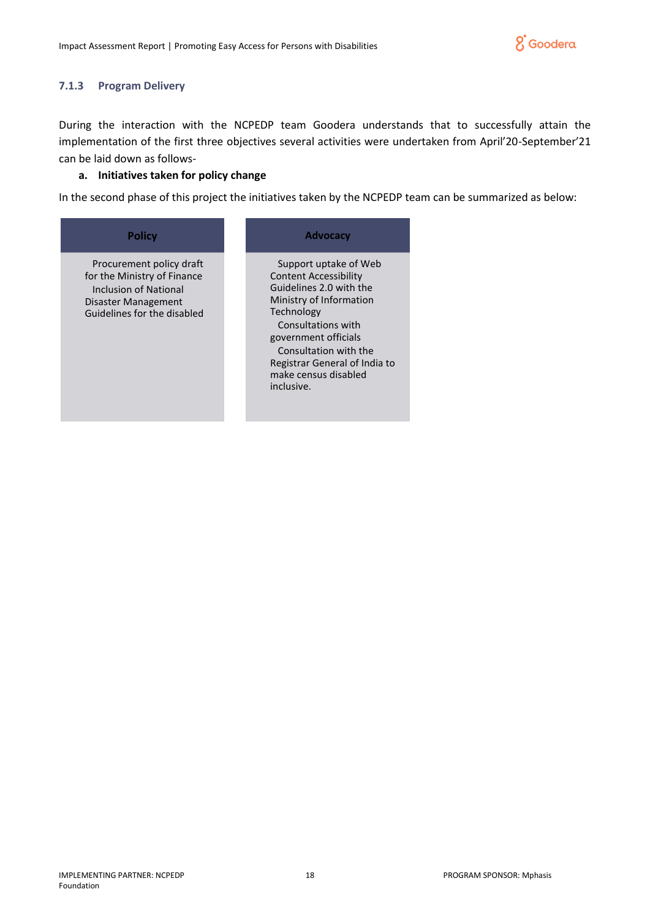### 7.1.3 Program Delivery

During the interaction with the NCPEDP team Goodera understands that to successfully attain the implementation of the first three objectives several activities were undertaken from April'20-September'21 can be laid down as follows-

**a. Initiatives taken for policy change**

In the second phase of this project the initiatives taken by the NCPEDP team can be summarized as below:

| Policy | Advocacy |
|---|---|
| Procurement policy draft for the Ministry of Finance<br>Inclusion of National Disaster Management Guidelines for the disabled | Support uptake of Web Content Accessibility Guidelines 2.0 with the Ministry of Information Technology<br>Consultations with government officials<br>Consultation with the Registrar General of India to make census disabled inclusive. |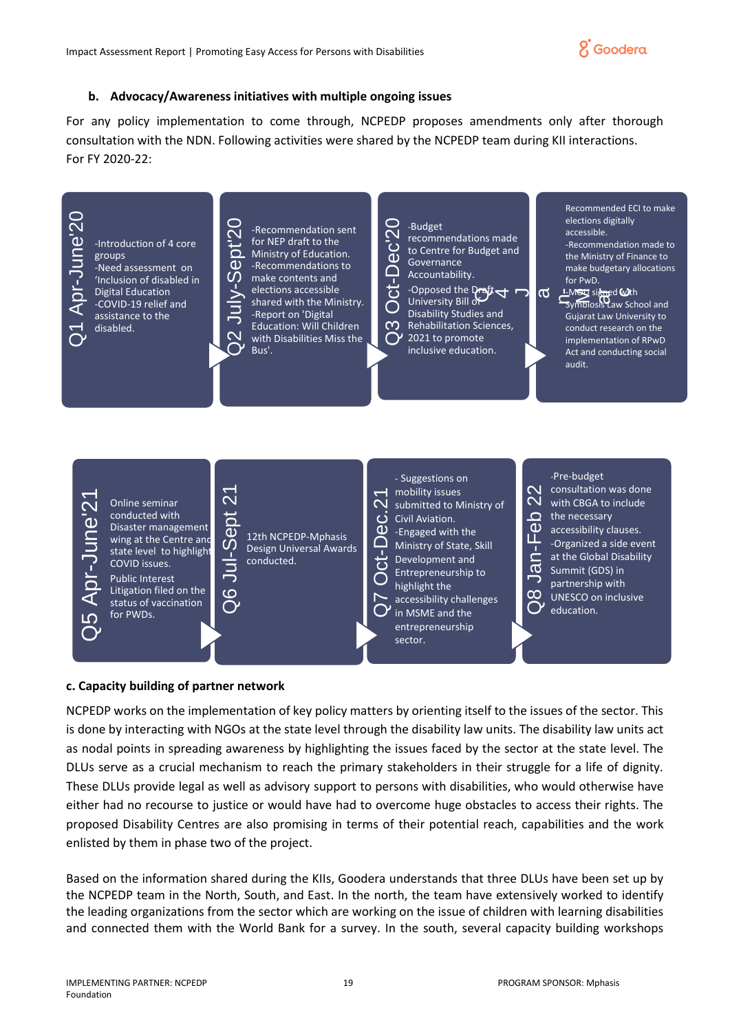**b. Advocacy/Awareness initiatives with multiple ongoing issues**

For any policy implementation to come through, NCPEDP proposes amendments only after thorough consultation with the NDN. Following activities were shared by the NCPEDP team during KII interactions. For FY 2020-22:

**Q1 Apr-June'20**
- Introduction of 4 core groups
- Need assessment on 'Inclusion of disabled in Digital Education
- COVID-19 relief and assistance to the disabled.

**Q2 July-Sept'20**
- Recommendation sent for NEP draft to the Ministry of Education.
- Recommendations to make contents and elections accessible shared with the Ministry.
- Report on 'Digital Education: Will Children with Disabilities Miss the Bus'.

**Q3 Oct-Dec'20**
- Budget recommendations made to Centre for Budget and Governance Accountability.
- Opposed the Draft University Bill of Disability Studies and Rehabilitation Sciences, 2021 to promote inclusive education.

**Q4 Jan-Mar'21**
- Recommended ECI to make elections digitally accessible.
- Recommendation made to the Ministry of Finance to make budgetary allocations for PwD.
- MoU signed with Symbiosis Law School and Gujarat Law University to conduct research on the implementation of RPwD Act and conducting social audit.

**Q5 Apr-June'21**
- Online seminar conducted with Disaster management wing at the Centre and state level to highlight COVID issues.
- Public Interest Litigation filed on the status of vaccination for PWDs.

**Q6 Jul-Sept 21**
- 12th NCPEDP-Mphasis Design Universal Awards conducted.

**Q7 Oct-Dec.21**
- Suggestions on mobility issues submitted to Ministry of Civil Aviation.
- Engaged with the Ministry of State, Skill Development and Entrepreneurship to highlight the accessibility challenges in MSME and the entrepreneurship sector.

**Q8 Jan-Feb 22**
- Pre-budget consultation was done with CBGA to include the necessary accessibility clauses.
- Organized a side event at the Global Disability Summit (GDS) in partnership with UNESCO on inclusive education.

**c. Capacity building of partner network**

NCPEDP works on the implementation of key policy matters by orienting itself to the issues of the sector. This is done by interacting with NGOs at the state level through the disability law units. The disability law units act as nodal points in spreading awareness by highlighting the issues faced by the sector at the state level. The DLUs serve as a crucial mechanism to reach the primary stakeholders in their struggle for a life of dignity. These DLUs provide legal as well as advisory support to persons with disabilities, who would otherwise have either had no recourse to justice or would have had to overcome huge obstacles to access their rights. The proposed Disability Centres are also promising in terms of their potential reach, capabilities and the work enlisted by them in phase two of the project.

Based on the information shared during the KIIs, Goodera understands that three DLUs have been set up by the NCPEDP team in the North, South, and East. In the north, the team have extensively worked to identify the leading organizations from the sector which are working on the issue of children with learning disabilities and connected them with the World Bank for a survey. In the south, several capacity building workshops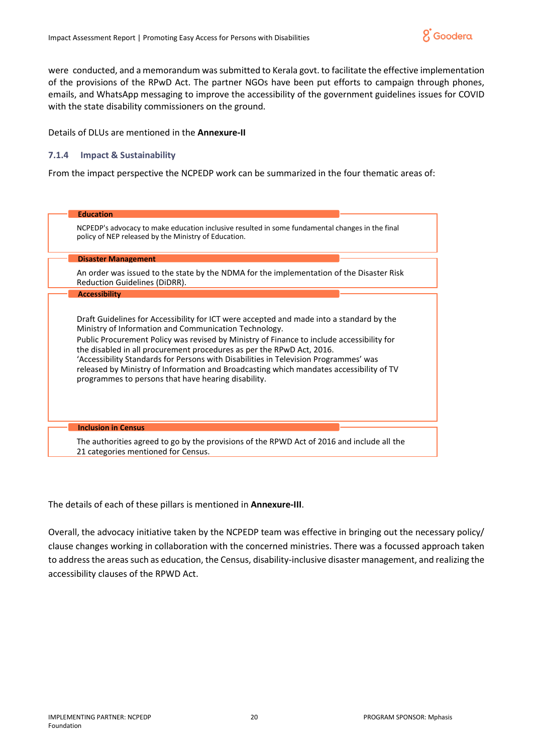were conducted, and a memorandum was submitted to Kerala govt. to facilitate the effective implementation of the provisions of the RPwD Act. The partner NGOs have been put efforts to campaign through phones, emails, and WhatsApp messaging to improve the accessibility of the government guidelines issues for COVID with the state disability commissioners on the ground.

Details of DLUs are mentioned in the **Annexure-II**

### 7.1.4 Impact & Sustainability

From the impact perspective the NCPEDP work can be summarized in the four thematic areas of:

**Education**

NCPEDP's advocacy to make education inclusive resulted in some fundamental changes in the final policy of NEP released by the Ministry of Education.

**Disaster Management**

An order was issued to the state by the NDMA for the implementation of the Disaster Risk Reduction Guidelines (DiDRR).

**Accessibility**

Draft Guidelines for Accessibility for ICT were accepted and made into a standard by the Ministry of Information and Communication Technology.
Public Procurement Policy was revised by Ministry of Finance to include accessibility for the disabled in all procurement procedures as per the RPwD Act, 2016.
'Accessibility Standards for Persons with Disabilities in Television Programmes' was released by Ministry of Information and Broadcasting which mandates accessibility of TV programmes to persons that have hearing disability.

**Inclusion in Census**

The authorities agreed to go by the provisions of the RPWD Act of 2016 and include all the 21 categories mentioned for Census.

The details of each of these pillars is mentioned in **Annexure-III**.

Overall, the advocacy initiative taken by the NCPEDP team was effective in bringing out the necessary policy/ clause changes working in collaboration with the concerned ministries. There was a focussed approach taken to address the areas such as education, the Census, disability-inclusive disaster management, and realizing the accessibility clauses of the RPWD Act.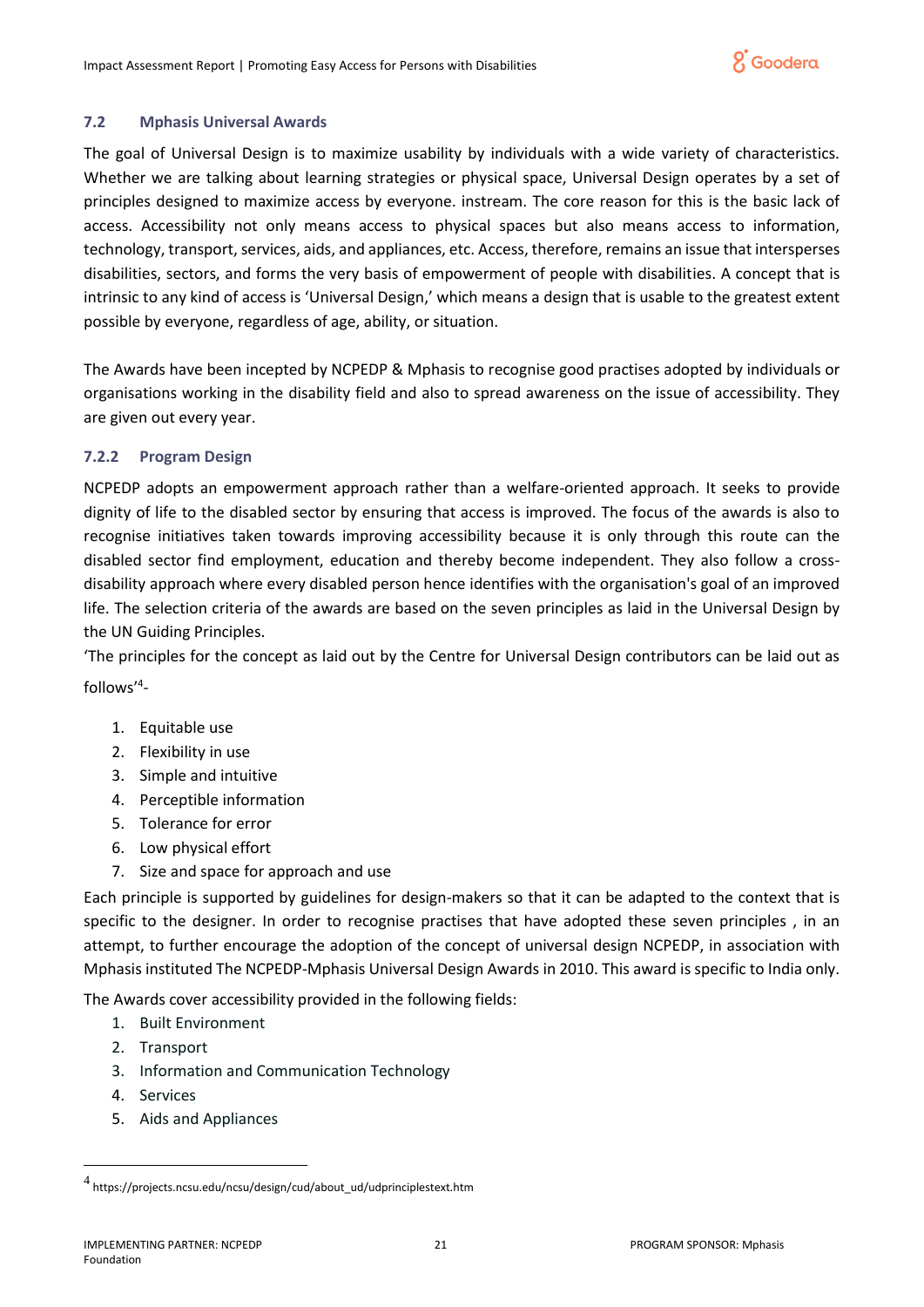## 7.2 Mphasis Universal Awards

The goal of Universal Design is to maximize usability by individuals with a wide variety of characteristics. Whether we are talking about learning strategies or physical space, Universal Design operates by a set of principles designed to maximize access by everyone. instream. The core reason for this is the basic lack of access. Accessibility not only means access to physical spaces but also means access to information, technology, transport, services, aids, and appliances, etc. Access, therefore, remains an issue that intersperses disabilities, sectors, and forms the very basis of empowerment of people with disabilities. A concept that is intrinsic to any kind of access is 'Universal Design,' which means a design that is usable to the greatest extent possible by everyone, regardless of age, ability, or situation.

The Awards have been incepted by NCPEDP & Mphasis to recognise good practises adopted by individuals or organisations working in the disability field and also to spread awareness on the issue of accessibility. They are given out every year.

### 7.2.2 Program Design

NCPEDP adopts an empowerment approach rather than a welfare-oriented approach. It seeks to provide dignity of life to the disabled sector by ensuring that access is improved. The focus of the awards is also to recognise initiatives taken towards improving accessibility because it is only through this route can the disabled sector find employment, education and thereby become independent. They also follow a cross-disability approach where every disabled person hence identifies with the organisation's goal of an improved life. The selection criteria of the awards are based on the seven principles as laid in the Universal Design by the UN Guiding Principles.

'The principles for the concept as laid out by the Centre for Universal Design contributors can be laid out as follows'[4]-

1. Equitable use
2. Flexibility in use
3. Simple and intuitive
4. Perceptible information
5. Tolerance for error
6. Low physical effort
7. Size and space for approach and use

Each principle is supported by guidelines for design-makers so that it can be adapted to the context that is specific to the designer. In order to recognise practises that have adopted these seven principles , in an attempt, to further encourage the adoption of the concept of universal design NCPEDP, in association with Mphasis instituted The NCPEDP-Mphasis Universal Design Awards in 2010. This award is specific to India only.

The Awards cover accessibility provided in the following fields:

1. Built Environment
2. Transport
3. Information and Communication Technology
4. Services
5. Aids and Appliances

---

[4] https://projects.ncsu.edu/ncsu/design/cud/about_ud/udprinciplestext.htm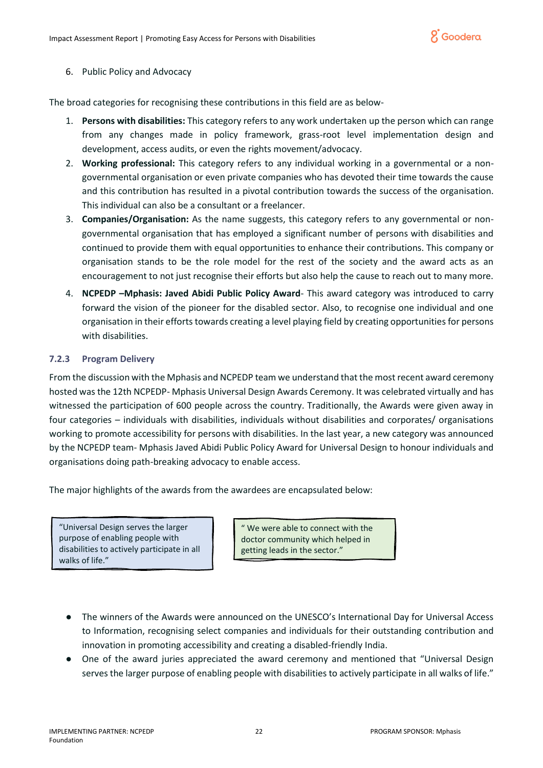6. Public Policy and Advocacy

The broad categories for recognising these contributions in this field are as below-

1. **Persons with disabilities:** This category refers to any work undertaken up the person which can range from any changes made in policy framework, grass-root level implementation design and development, access audits, or even the rights movement/advocacy.
2. **Working professional:** This category refers to any individual working in a governmental or a non-governmental organisation or even private companies who has devoted their time towards the cause and this contribution has resulted in a pivotal contribution towards the success of the organisation. This individual can also be a consultant or a freelancer.
3. **Companies/Organisation:** As the name suggests, this category refers to any governmental or non-governmental organisation that has employed a significant number of persons with disabilities and continued to provide them with equal opportunities to enhance their contributions. This company or organisation stands to be the role model for the rest of the society and the award acts as an encouragement to not just recognise their efforts but also help the cause to reach out to many more.
4. **NCPEDP –Mphasis: Javed Abidi Public Policy Award**- This award category was introduced to carry forward the vision of the pioneer for the disabled sector. Also, to recognise one individual and one organisation in their efforts towards creating a level playing field by creating opportunities for persons with disabilities.

### 7.2.3 Program Delivery

From the discussion with the Mphasis and NCPEDP team we understand that the most recent award ceremony hosted was the 12th NCPEDP- Mphasis Universal Design Awards Ceremony. It was celebrated virtually and has witnessed the participation of 600 people across the country. Traditionally, the Awards were given away in four categories – individuals with disabilities, individuals without disabilities and corporates/ organisations working to promote accessibility for persons with disabilities. In the last year, a new category was announced by the NCPEDP team- Mphasis Javed Abidi Public Policy Award for Universal Design to honour individuals and organisations doing path-breaking advocacy to enable access.

The major highlights of the awards from the awardees are encapsulated below:

> "Universal Design serves the larger purpose of enabling people with disabilities to actively participate in all walks of life."

> " We were able to connect with the doctor community which helped in getting leads in the sector."

- The winners of the Awards were announced on the UNESCO's International Day for Universal Access to Information, recognising select companies and individuals for their outstanding contribution and innovation in promoting accessibility and creating a disabled-friendly India.
- One of the award juries appreciated the award ceremony and mentioned that "Universal Design serves the larger purpose of enabling people with disabilities to actively participate in all walks of life."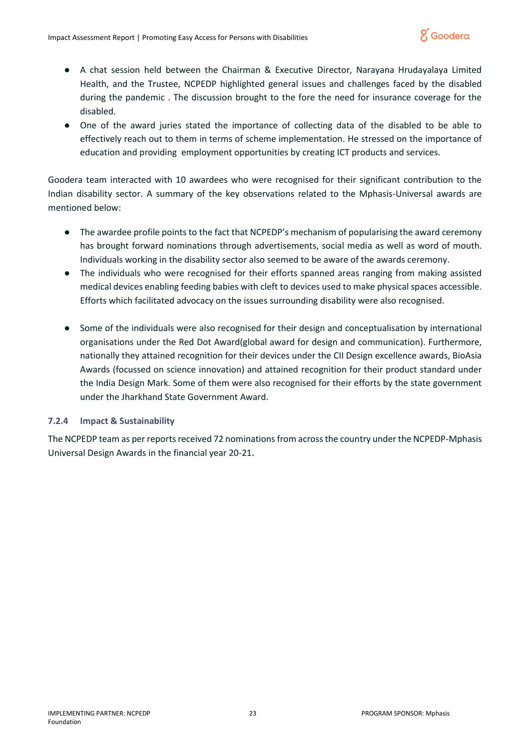- A chat session held between the Chairman & Executive Director, Narayana Hrudayalaya Limited Health, and the Trustee, NCPEDP highlighted general issues and challenges faced by the disabled during the pandemic . The discussion brought to the fore the need for insurance coverage for the disabled.
- One of the award juries stated the importance of collecting data of the disabled to be able to effectively reach out to them in terms of scheme implementation. He stressed on the importance of education and providing employment opportunities by creating ICT products and services.

Goodera team interacted with 10 awardees who were recognised for their significant contribution to the Indian disability sector. A summary of the key observations related to the Mphasis-Universal awards are mentioned below:

- The awardee profile points to the fact that NCPEDP's mechanism of popularising the award ceremony has brought forward nominations through advertisements, social media as well as word of mouth. Individuals working in the disability sector also seemed to be aware of the awards ceremony.
- The individuals who were recognised for their efforts spanned areas ranging from making assisted medical devices enabling feeding babies with cleft to devices used to make physical spaces accessible. Efforts which facilitated advocacy on the issues surrounding disability were also recognised.
- Some of the individuals were also recognised for their design and conceptualisation by international organisations under the Red Dot Award(global award for design and communication). Furthermore, nationally they attained recognition for their devices under the CII Design excellence awards, BioAsia Awards (focussed on science innovation) and attained recognition for their product standard under the India Design Mark. Some of them were also recognised for their efforts by the state government under the Jharkhand State Government Award.

### 7.2.4 Impact & Sustainability

The NCPEDP team as per reports received 72 nominations from across the country under the NCPEDP-Mphasis Universal Design Awards in the financial year 20-21.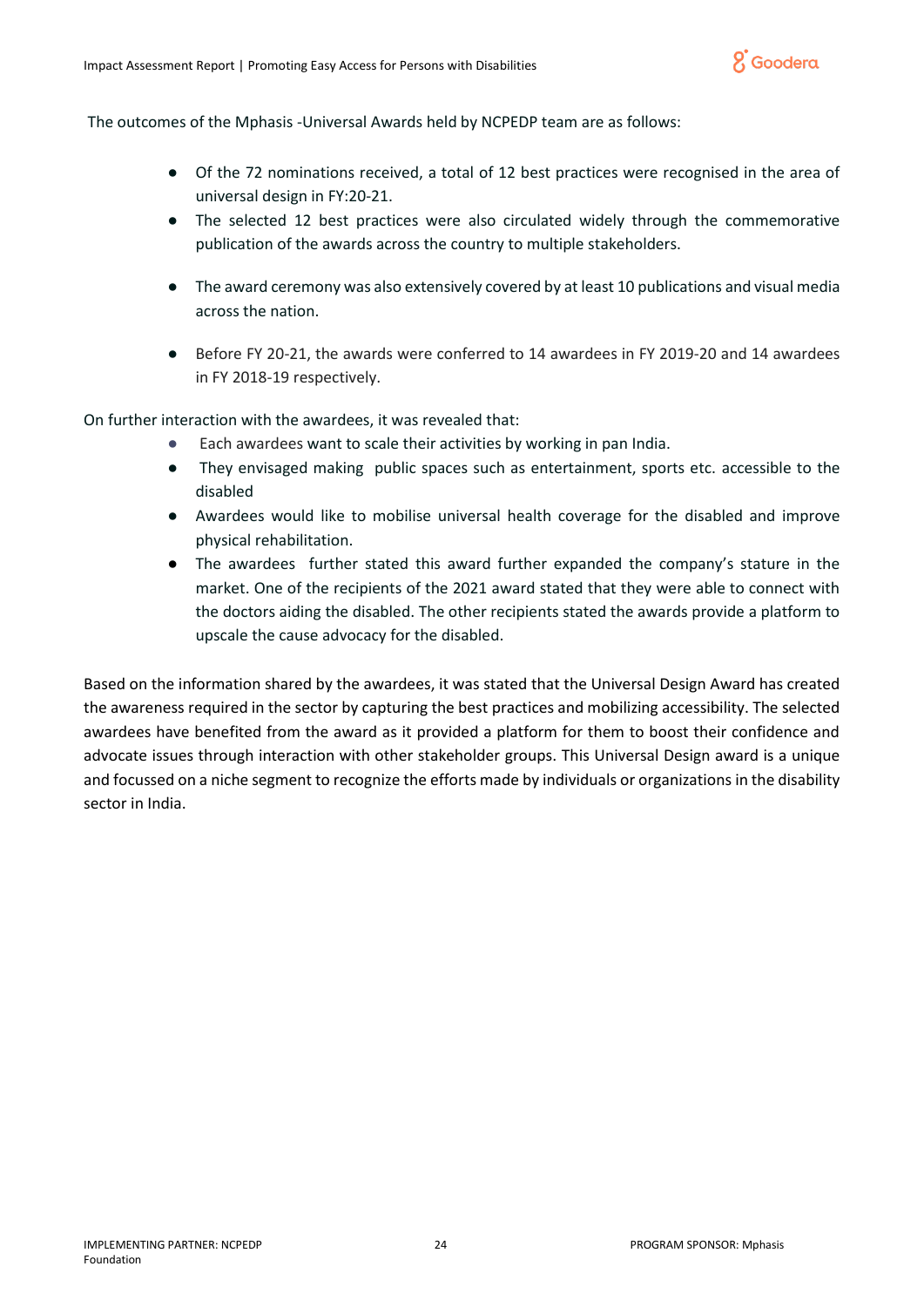The outcomes of the Mphasis -Universal Awards held by NCPEDP team are as follows:

- Of the 72 nominations received, a total of 12 best practices were recognised in the area of universal design in FY:20-21.
- The selected 12 best practices were also circulated widely through the commemorative publication of the awards across the country to multiple stakeholders.
- The award ceremony was also extensively covered by at least 10 publications and visual media across the nation.
- Before FY 20-21, the awards were conferred to 14 awardees in FY 2019-20 and 14 awardees in FY 2018-19 respectively.

On further interaction with the awardees, it was revealed that:

- Each awardees want to scale their activities by working in pan India.
- They envisaged making public spaces such as entertainment, sports etc. accessible to the disabled
- Awardees would like to mobilise universal health coverage for the disabled and improve physical rehabilitation.
- The awardees further stated this award further expanded the company's stature in the market. One of the recipients of the 2021 award stated that they were able to connect with the doctors aiding the disabled. The other recipients stated the awards provide a platform to upscale the cause advocacy for the disabled.

Based on the information shared by the awardees, it was stated that the Universal Design Award has created the awareness required in the sector by capturing the best practices and mobilizing accessibility. The selected awardees have benefited from the award as it provided a platform for them to boost their confidence and advocate issues through interaction with other stakeholder groups. This Universal Design award is a unique and focussed on a niche segment to recognize the efforts made by individuals or organizations in the disability sector in India.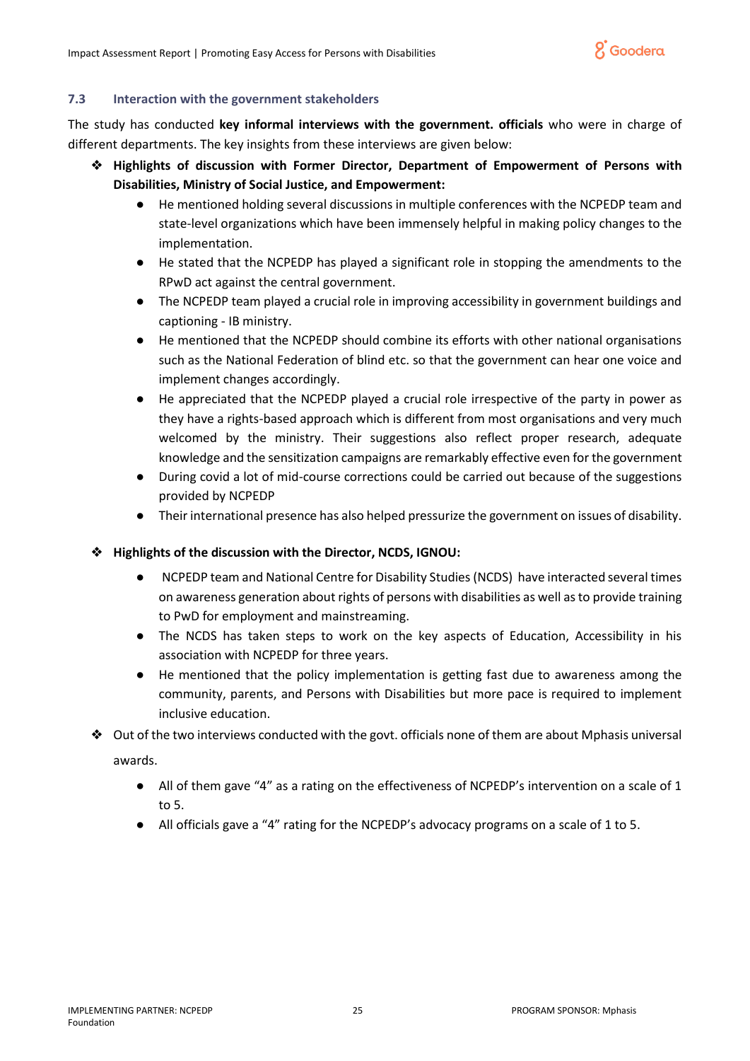### 7.3 Interaction with the government stakeholders

The study has conducted **key informal interviews with the government. officials** who were in charge of different departments. The key insights from these interviews are given below:

- **Highlights of discussion with Former Director, Department of Empowerment of Persons with Disabilities, Ministry of Social Justice, and Empowerment:**
  - He mentioned holding several discussions in multiple conferences with the NCPEDP team and state-level organizations which have been immensely helpful in making policy changes to the implementation.
  - He stated that the NCPEDP has played a significant role in stopping the amendments to the RPwD act against the central government.
  - The NCPEDP team played a crucial role in improving accessibility in government buildings and captioning - IB ministry.
  - He mentioned that the NCPEDP should combine its efforts with other national organisations such as the National Federation of blind etc. so that the government can hear one voice and implement changes accordingly.
  - He appreciated that the NCPEDP played a crucial role irrespective of the party in power as they have a rights-based approach which is different from most organisations and very much welcomed by the ministry. Their suggestions also reflect proper research, adequate knowledge and the sensitization campaigns are remarkably effective even for the government
  - During covid a lot of mid-course corrections could be carried out because of the suggestions provided by NCPEDP
  - Their international presence has also helped pressurize the government on issues of disability.

- **Highlights of the discussion with the Director, NCDS, IGNOU:**
  - NCPEDP team and National Centre for Disability Studies (NCDS) have interacted several times on awareness generation about rights of persons with disabilities as well as to provide training to PwD for employment and mainstreaming.
  - The NCDS has taken steps to work on the key aspects of Education, Accessibility in his association with NCPEDP for three years.
  - He mentioned that the policy implementation is getting fast due to awareness among the community, parents, and Persons with Disabilities but more pace is required to implement inclusive education.

- Out of the two interviews conducted with the govt. officials none of them are about Mphasis universal awards.
  - All of them gave "4" as a rating on the effectiveness of NCPEDP's intervention on a scale of 1 to 5.
  - All officials gave a "4" rating for the NCPEDP's advocacy programs on a scale of 1 to 5.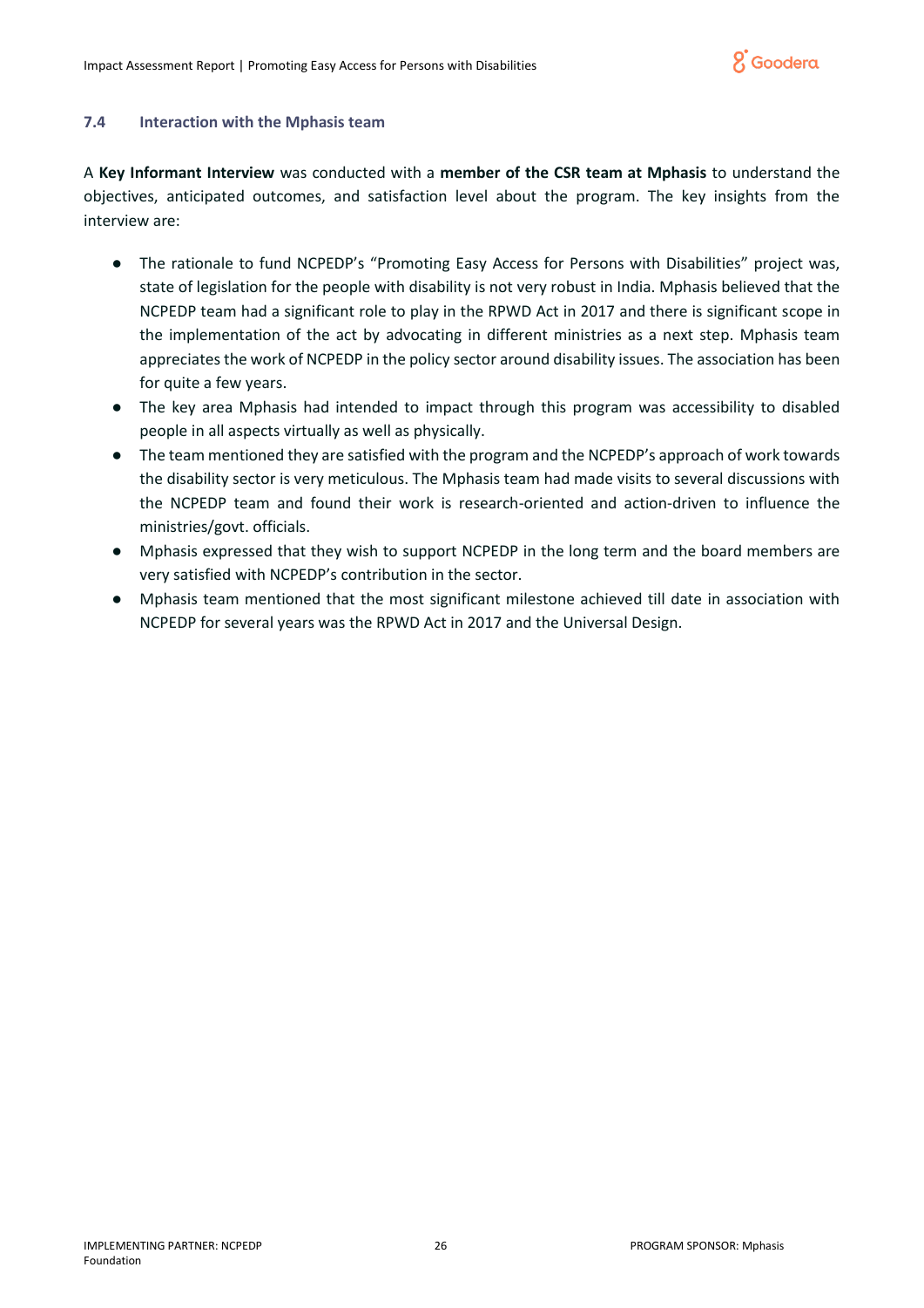### 7.4 Interaction with the Mphasis team

A **Key Informant Interview** was conducted with a **member of the CSR team at Mphasis** to understand the objectives, anticipated outcomes, and satisfaction level about the program. The key insights from the interview are:

- The rationale to fund NCPEDP's "Promoting Easy Access for Persons with Disabilities" project was, state of legislation for the people with disability is not very robust in India. Mphasis believed that the NCPEDP team had a significant role to play in the RPWD Act in 2017 and there is significant scope in the implementation of the act by advocating in different ministries as a next step. Mphasis team appreciates the work of NCPEDP in the policy sector around disability issues. The association has been for quite a few years.
- The key area Mphasis had intended to impact through this program was accessibility to disabled people in all aspects virtually as well as physically.
- The team mentioned they are satisfied with the program and the NCPEDP's approach of work towards the disability sector is very meticulous. The Mphasis team had made visits to several discussions with the NCPEDP team and found their work is research-oriented and action-driven to influence the ministries/govt. officials.
- Mphasis expressed that they wish to support NCPEDP in the long term and the board members are very satisfied with NCPEDP's contribution in the sector.
- Mphasis team mentioned that the most significant milestone achieved till date in association with NCPEDP for several years was the RPWD Act in 2017 and the Universal Design.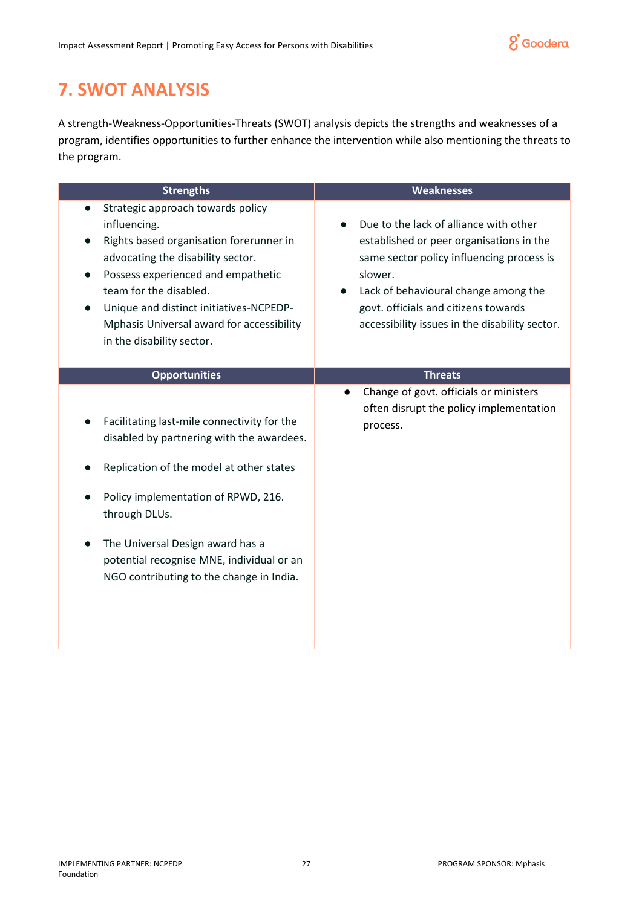# 7. SWOT ANALYSIS

A strength-Weakness-Opportunities-Threats (SWOT) analysis depicts the strengths and weaknesses of a program, identifies opportunities to further enhance the intervention while also mentioning the threats to the program.

| Strengths | Weaknesses |
|---|---|
| • Strategic approach towards policy influencing.<br>• Rights based organisation forerunner in advocating the disability sector.<br>• Possess experienced and empathetic team for the disabled.<br>• Unique and distinct initiatives-NCPEDP-Mphasis Universal award for accessibility in the disability sector. | • Due to the lack of alliance with other established or peer organisations in the same sector policy influencing process is slower.<br>• Lack of behavioural change among the govt. officials and citizens towards accessibility issues in the disability sector. |
| **Opportunities** | **Threats** |
| • Facilitating last-mile connectivity for the disabled by partnering with the awardees.<br>• Replication of the model at other states<br>• Policy implementation of RPWD, 216. through DLUs.<br>• The Universal Design award has a potential recognise MNE, individual or an NGO contributing to the change in India. | • Change of govt. officials or ministers often disrupt the policy implementation process. |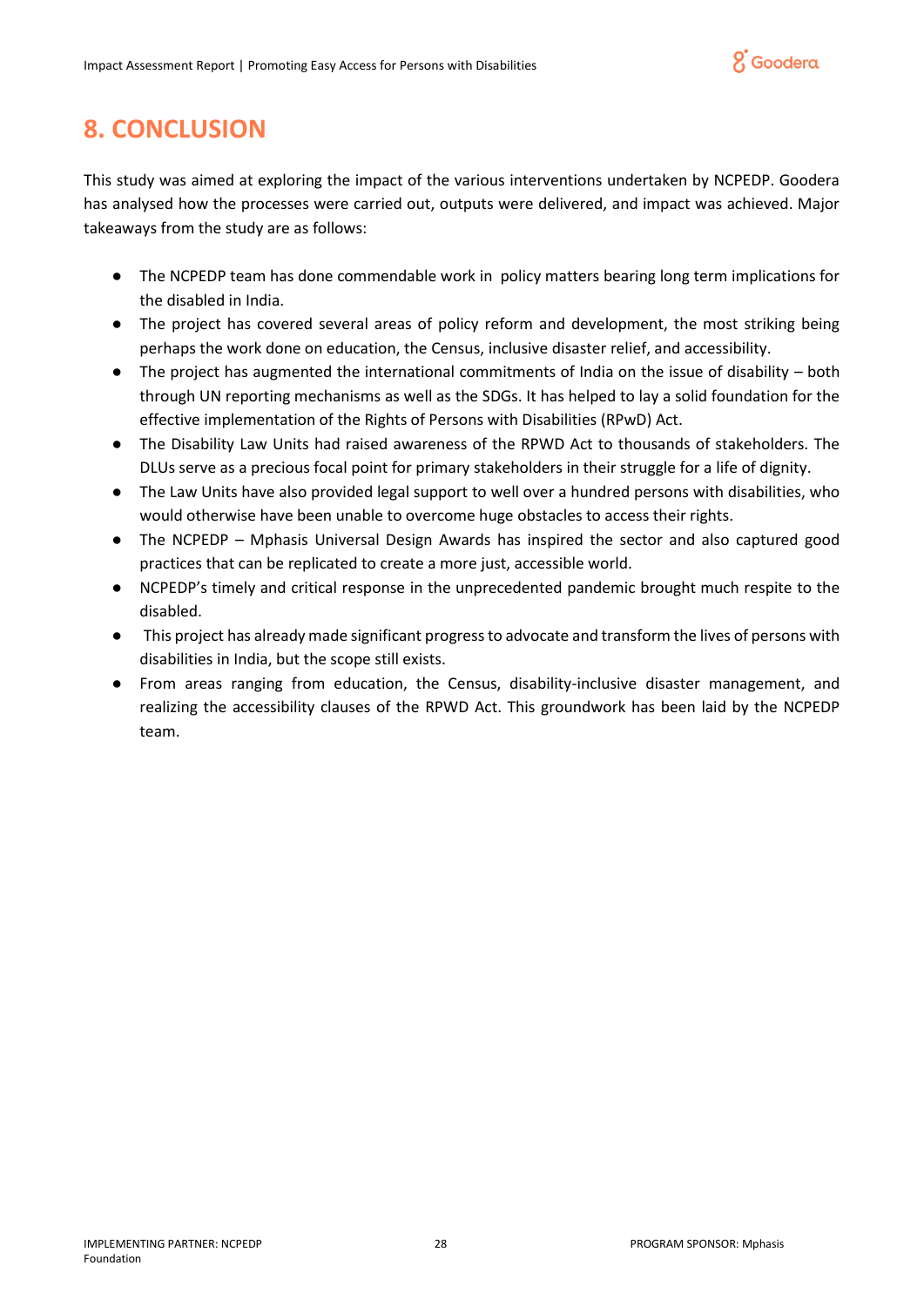# 8. CONCLUSION

This study was aimed at exploring the impact of the various interventions undertaken by NCPEDP. Goodera has analysed how the processes were carried out, outputs were delivered, and impact was achieved. Major takeaways from the study are as follows:

- The NCPEDP team has done commendable work in policy matters bearing long term implications for the disabled in India.
- The project has covered several areas of policy reform and development, the most striking being perhaps the work done on education, the Census, inclusive disaster relief, and accessibility.
- The project has augmented the international commitments of India on the issue of disability – both through UN reporting mechanisms as well as the SDGs. It has helped to lay a solid foundation for the effective implementation of the Rights of Persons with Disabilities (RPwD) Act.
- The Disability Law Units had raised awareness of the RPWD Act to thousands of stakeholders. The DLUs serve as a precious focal point for primary stakeholders in their struggle for a life of dignity.
- The Law Units have also provided legal support to well over a hundred persons with disabilities, who would otherwise have been unable to overcome huge obstacles to access their rights.
- The NCPEDP – Mphasis Universal Design Awards has inspired the sector and also captured good practices that can be replicated to create a more just, accessible world.
- NCPEDP's timely and critical response in the unprecedented pandemic brought much respite to the disabled.
- This project has already made significant progress to advocate and transform the lives of persons with disabilities in India, but the scope still exists.
- From areas ranging from education, the Census, disability-inclusive disaster management, and realizing the accessibility clauses of the RPWD Act. This groundwork has been laid by the NCPEDP team.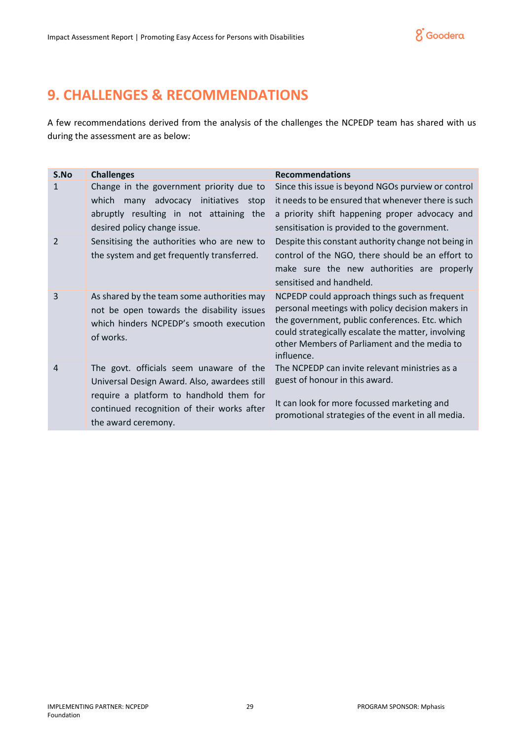## 9. CHALLENGES & RECOMMENDATIONS

A few recommendations derived from the analysis of the challenges the NCPEDP team has shared with us during the assessment are as below:

| S.No | Challenges | Recommendations |
|---|---|---|
| 1 | Change in the government priority due to which many advocacy initiatives stop abruptly resulting in not attaining the desired policy change issue. | Since this issue is beyond NGOs purview or control it needs to be ensured that whenever there is such a priority shift happening proper advocacy and sensitisation is provided to the government. |
| 2 | Sensitising the authorities who are new to the system and get frequently transferred. | Despite this constant authority change not being in control of the NGO, there should be an effort to make sure the new authorities are properly sensitised and handheld. |
| 3 | As shared by the team some authorities may not be open towards the disability issues which hinders NCPEDP's smooth execution of works. | NCPEDP could approach things such as frequent personal meetings with policy decision makers in the government, public conferences. Etc. which could strategically escalate the matter, involving other Members of Parliament and the media to influence. |
| 4 | The govt. officials seem unaware of the Universal Design Award. Also, awardees still require a platform to handhold them for continued recognition of their works after the award ceremony. | The NCPEDP can invite relevant ministries as a guest of honour in this award.<br><br>It can look for more focussed marketing and promotional strategies of the event in all media. |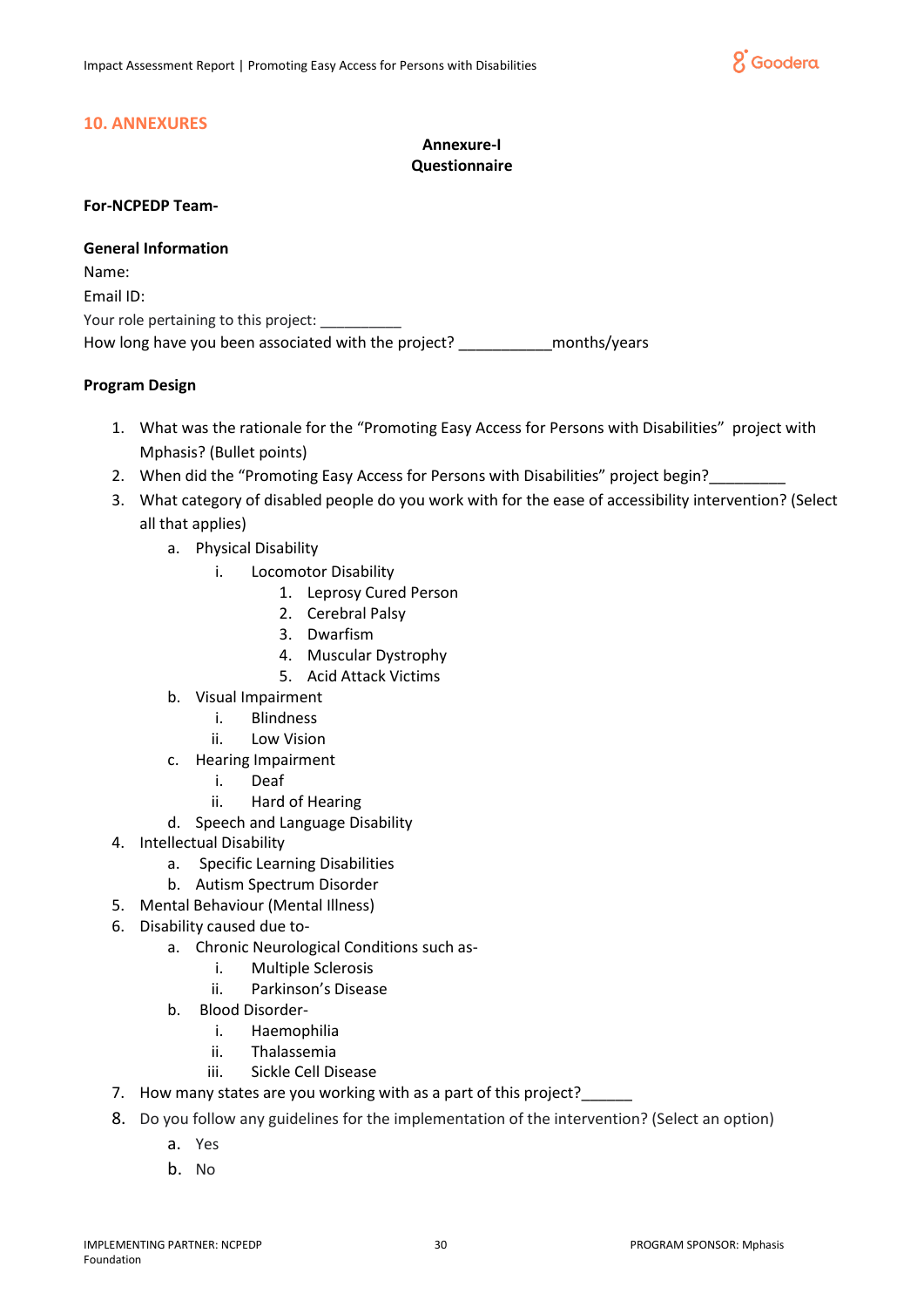## 10. ANNEXURES

**Annexure-I**
**Questionnaire**

**For-NCPEDP Team-**

**General Information**

Name:

Email ID:

Your role pertaining to this project: __________

How long have you been associated with the project? ___________months/years

**Program Design**

1. What was the rationale for the "Promoting Easy Access for Persons with Disabilities" project with Mphasis? (Bullet points)
2. When did the "Promoting Easy Access for Persons with Disabilities" project begin?_________
3. What category of disabled people do you work with for the ease of accessibility intervention? (Select all that applies)
    a. Physical Disability
        i. Locomotor Disability
            1. Leprosy Cured Person
            2. Cerebral Palsy
            3. Dwarfism
            4. Muscular Dystrophy
            5. Acid Attack Victims
    b. Visual Impairment
        i. Blindness
        ii. Low Vision
    c. Hearing Impairment
        i. Deaf
        ii. Hard of Hearing
    d. Speech and Language Disability
4. Intellectual Disability
    a. Specific Learning Disabilities
    b. Autism Spectrum Disorder
5. Mental Behaviour (Mental Illness)
6. Disability caused due to-
    a. Chronic Neurological Conditions such as-
        i. Multiple Sclerosis
        ii. Parkinson's Disease
    b. Blood Disorder-
        i. Haemophilia
        ii. Thalassemia
        iii. Sickle Cell Disease
7. How many states are you working with as a part of this project?______
8. Do you follow any guidelines for the implementation of the intervention? (Select an option)
    a. Yes
    b. No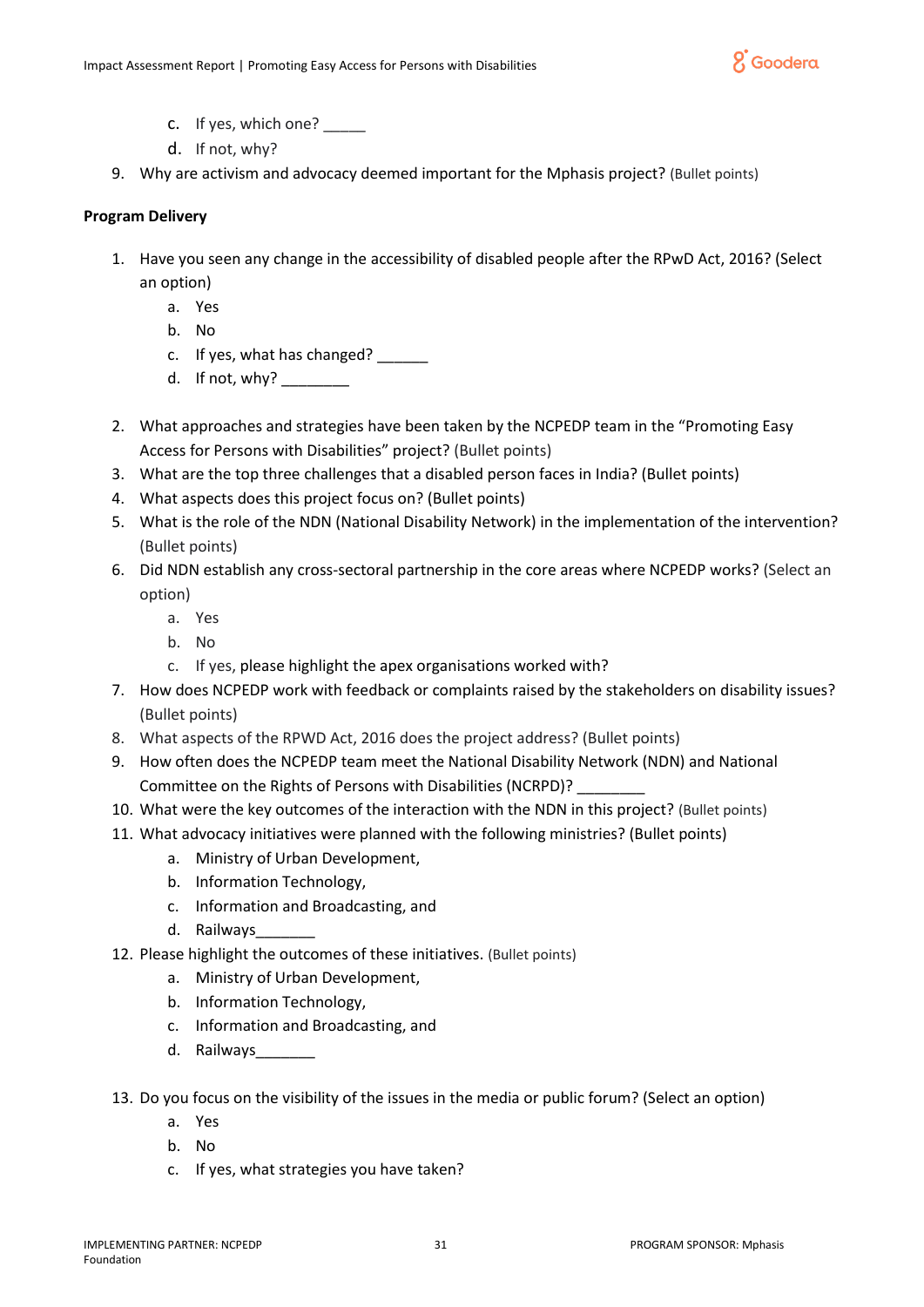c. If yes, which one? _____
   d. If not, why?

9. Why are activism and advocacy deemed important for the Mphasis project? (Bullet points)

**Program Delivery**

1. Have you seen any change in the accessibility of disabled people after the RPwD Act, 2016? (Select an option)
   a. Yes
   b. No
   c. If yes, what has changed? ______
   d. If not, why? ________

2. What approaches and strategies have been taken by the NCPEDP team in the "Promoting Easy Access for Persons with Disabilities" project? (Bullet points)
3. What are the top three challenges that a disabled person faces in India? (Bullet points)
4. What aspects does this project focus on? (Bullet points)
5. What is the role of the NDN (National Disability Network) in the implementation of the intervention? (Bullet points)
6. Did NDN establish any cross-sectoral partnership in the core areas where NCPEDP works? (Select an option)
   a. Yes
   b. No
   c. If yes, please highlight the apex organisations worked with?
7. How does NCPEDP work with feedback or complaints raised by the stakeholders on disability issues? (Bullet points)
8. What aspects of the RPWD Act, 2016 does the project address? (Bullet points)
9. How often does the NCPEDP team meet the National Disability Network (NDN) and National Committee on the Rights of Persons with Disabilities (NCRPD)? ________
10. What were the key outcomes of the interaction with the NDN in this project? (Bullet points)
11. What advocacy initiatives were planned with the following ministries? (Bullet points)
    a. Ministry of Urban Development,
    b. Information Technology,
    c. Information and Broadcasting, and
    d. Railways_______
12. Please highlight the outcomes of these initiatives. (Bullet points)
    a. Ministry of Urban Development,
    b. Information Technology,
    c. Information and Broadcasting, and
    d. Railways_______

13. Do you focus on the visibility of the issues in the media or public forum? (Select an option)
    a. Yes
    b. No
    c. If yes, what strategies you have taken?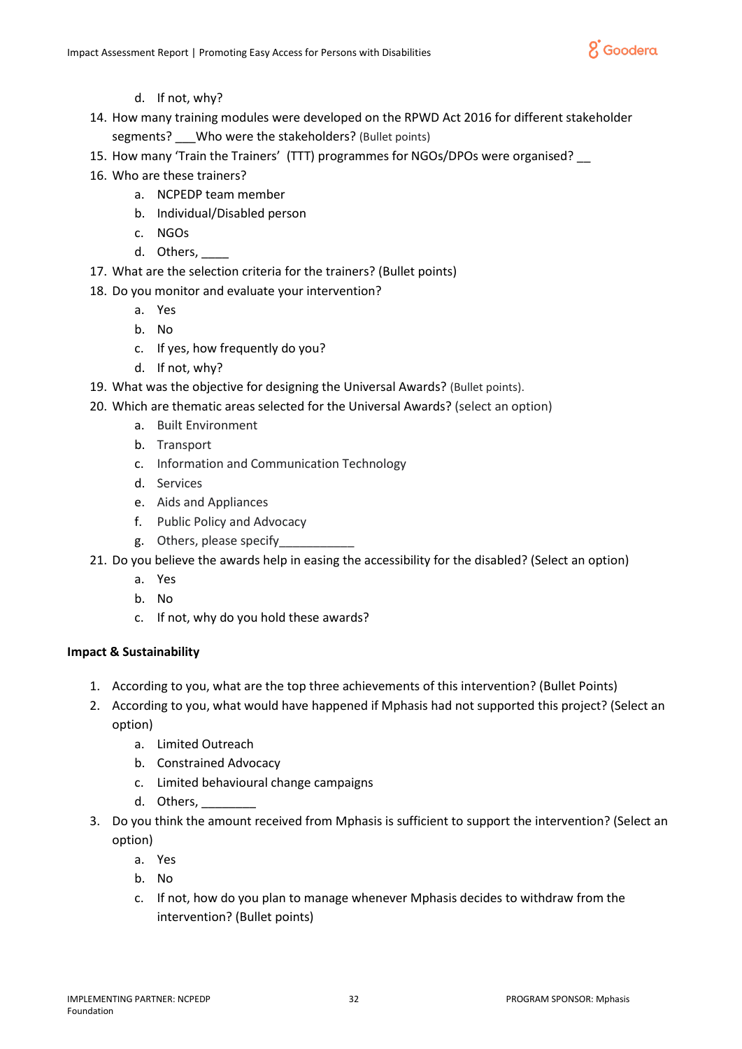d. If not, why?

14. How many training modules were developed on the RPWD Act 2016 for different stakeholder segments? ___Who were the stakeholders? (Bullet points)
15. How many 'Train the Trainers' (TTT) programmes for NGOs/DPOs were organised? __
16. Who are these trainers?
    a. NCPEDP team member
    b. Individual/Disabled person
    c. NGOs
    d. Others, ____
17. What are the selection criteria for the trainers? (Bullet points)
18. Do you monitor and evaluate your intervention?
    a. Yes
    b. No
    c. If yes, how frequently do you?
    d. If not, why?
19. What was the objective for designing the Universal Awards? (Bullet points).
20. Which are thematic areas selected for the Universal Awards? (select an option)
    a. Built Environment
    b. Transport
    c. Information and Communication Technology
    d. Services
    e. Aids and Appliances
    f. Public Policy and Advocacy
    g. Others, please specify___________
21. Do you believe the awards help in easing the accessibility for the disabled? (Select an option)
    a. Yes
    b. No
    c. If not, why do you hold these awards?

**Impact & Sustainability**

1. According to you, what are the top three achievements of this intervention? (Bullet Points)
2. According to you, what would have happened if Mphasis had not supported this project? (Select an option)
    a. Limited Outreach
    b. Constrained Advocacy
    c. Limited behavioural change campaigns
    d. Others, ________
3. Do you think the amount received from Mphasis is sufficient to support the intervention? (Select an option)
    a. Yes
    b. No
    c. If not, how do you plan to manage whenever Mphasis decides to withdraw from the intervention? (Bullet points)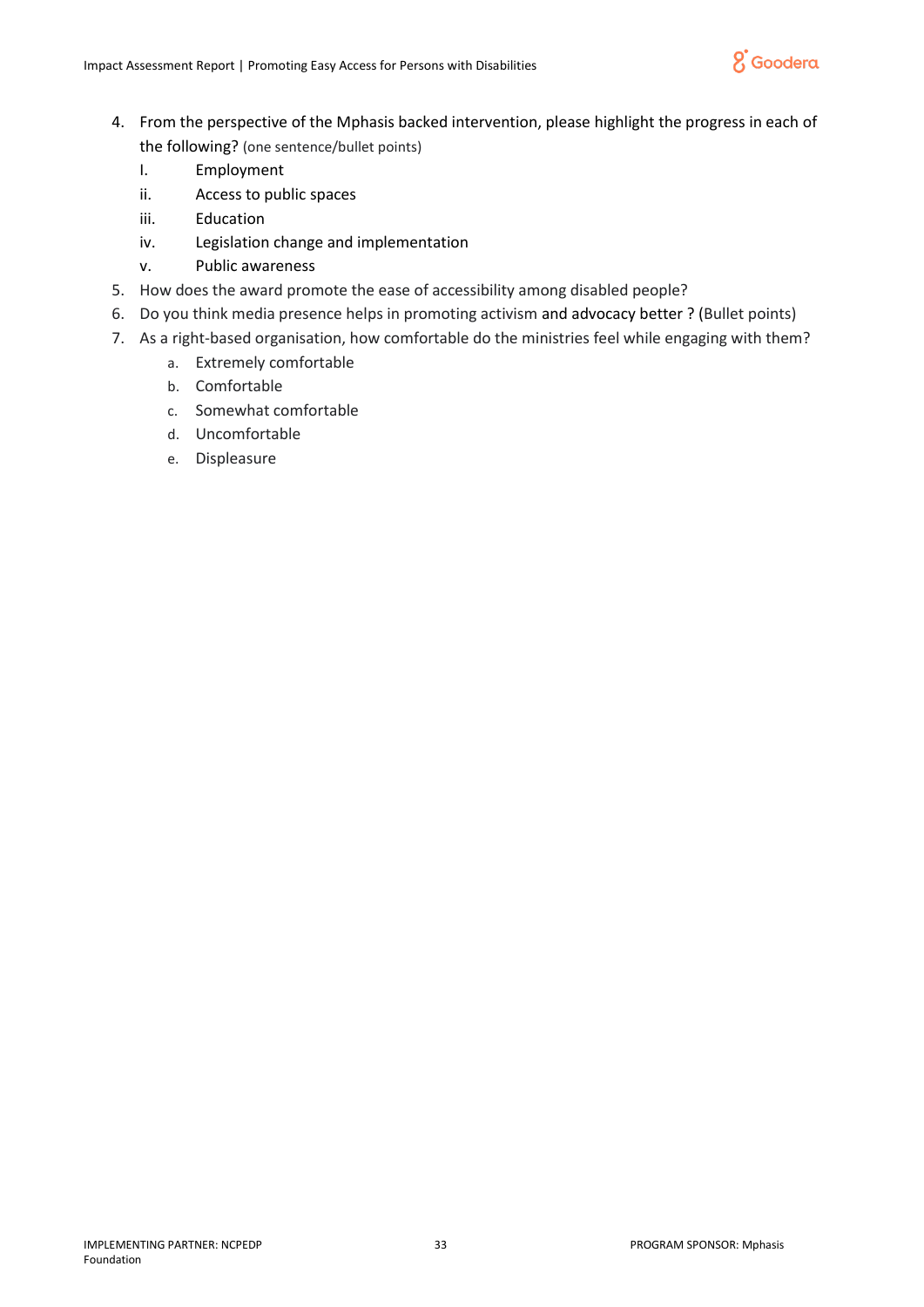4. From the perspective of the Mphasis backed intervention, please highlight the progress in each of the following? (one sentence/bullet points)
   I. Employment
   ii. Access to public spaces
   iii. Education
   iv. Legislation change and implementation
   v. Public awareness
5. How does the award promote the ease of accessibility among disabled people?
6. Do you think media presence helps in promoting activism and advocacy better ? (Bullet points)
7. As a right-based organisation, how comfortable do the ministries feel while engaging with them?
   a. Extremely comfortable
   b. Comfortable
   c. Somewhat comfortable
   d. Uncomfortable
   e. Displeasure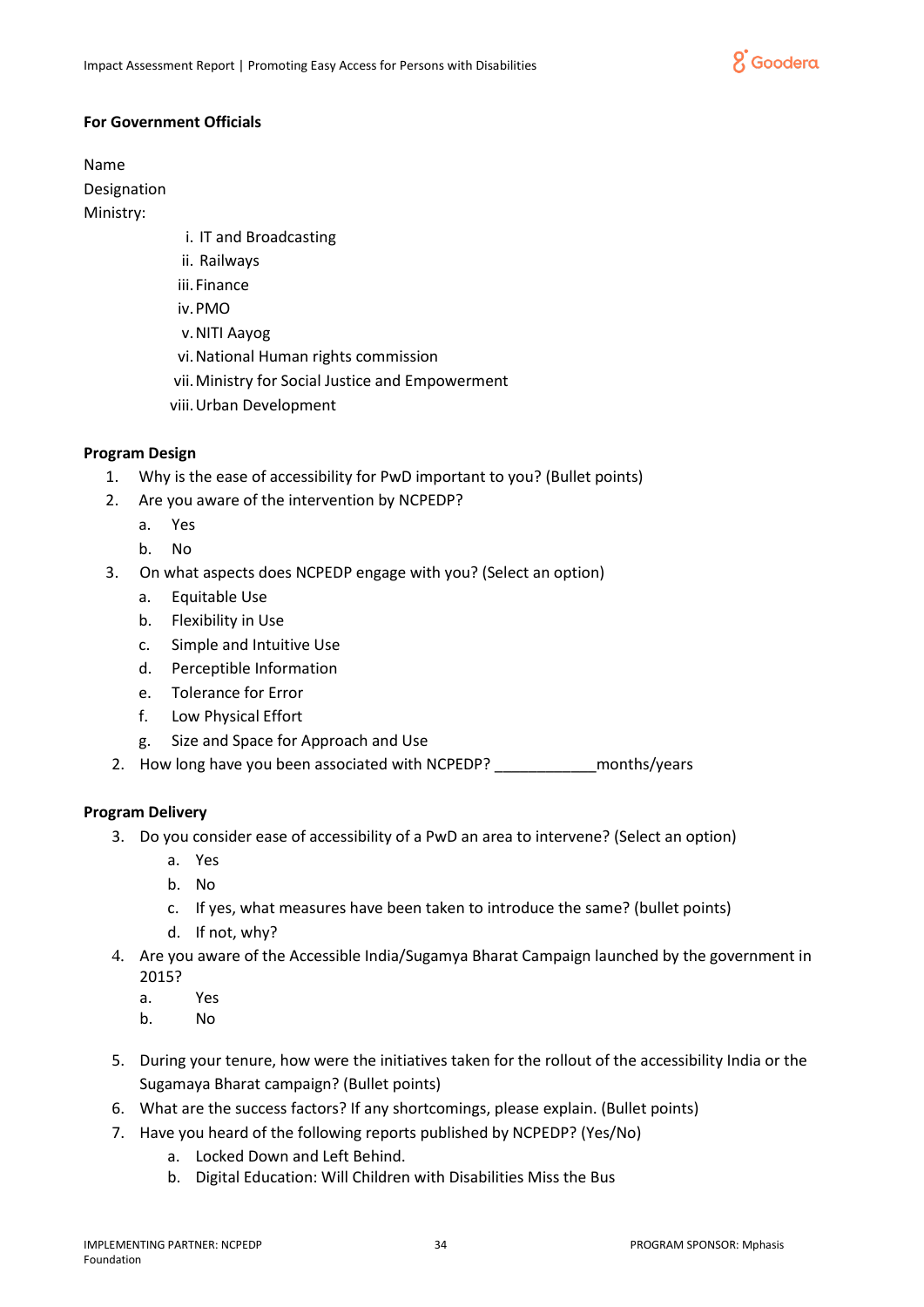**For Government Officials**

Name

Designation

Ministry:

i. IT and Broadcasting
ii. Railways
iii. Finance
iv. PMO
v. NITI Aayog
vi. National Human rights commission
vii. Ministry for Social Justice and Empowerment
viii. Urban Development

**Program Design**

1. Why is the ease of accessibility for PwD important to you? (Bullet points)
2. Are you aware of the intervention by NCPEDP?
   a. Yes
   b. No
3. On what aspects does NCPEDP engage with you? (Select an option)
   a. Equitable Use
   b. Flexibility in Use
   c. Simple and Intuitive Use
   d. Perceptible Information
   e. Tolerance for Error
   f. Low Physical Effort
   g. Size and Space for Approach and Use

2. How long have you been associated with NCPEDP? ____________months/years

**Program Delivery**

3. Do you consider ease of accessibility of a PwD an area to intervene? (Select an option)
   a. Yes
   b. No
   c. If yes, what measures have been taken to introduce the same? (bullet points)
   d. If not, why?
4. Are you aware of the Accessible India/Sugamya Bharat Campaign launched by the government in 2015?
   a. Yes
   b. No
5. During your tenure, how were the initiatives taken for the rollout of the accessibility India or the Sugamaya Bharat campaign? (Bullet points)
6. What are the success factors? If any shortcomings, please explain. (Bullet points)
7. Have you heard of the following reports published by NCPEDP? (Yes/No)
   a. Locked Down and Left Behind.
   b. Digital Education: Will Children with Disabilities Miss the Bus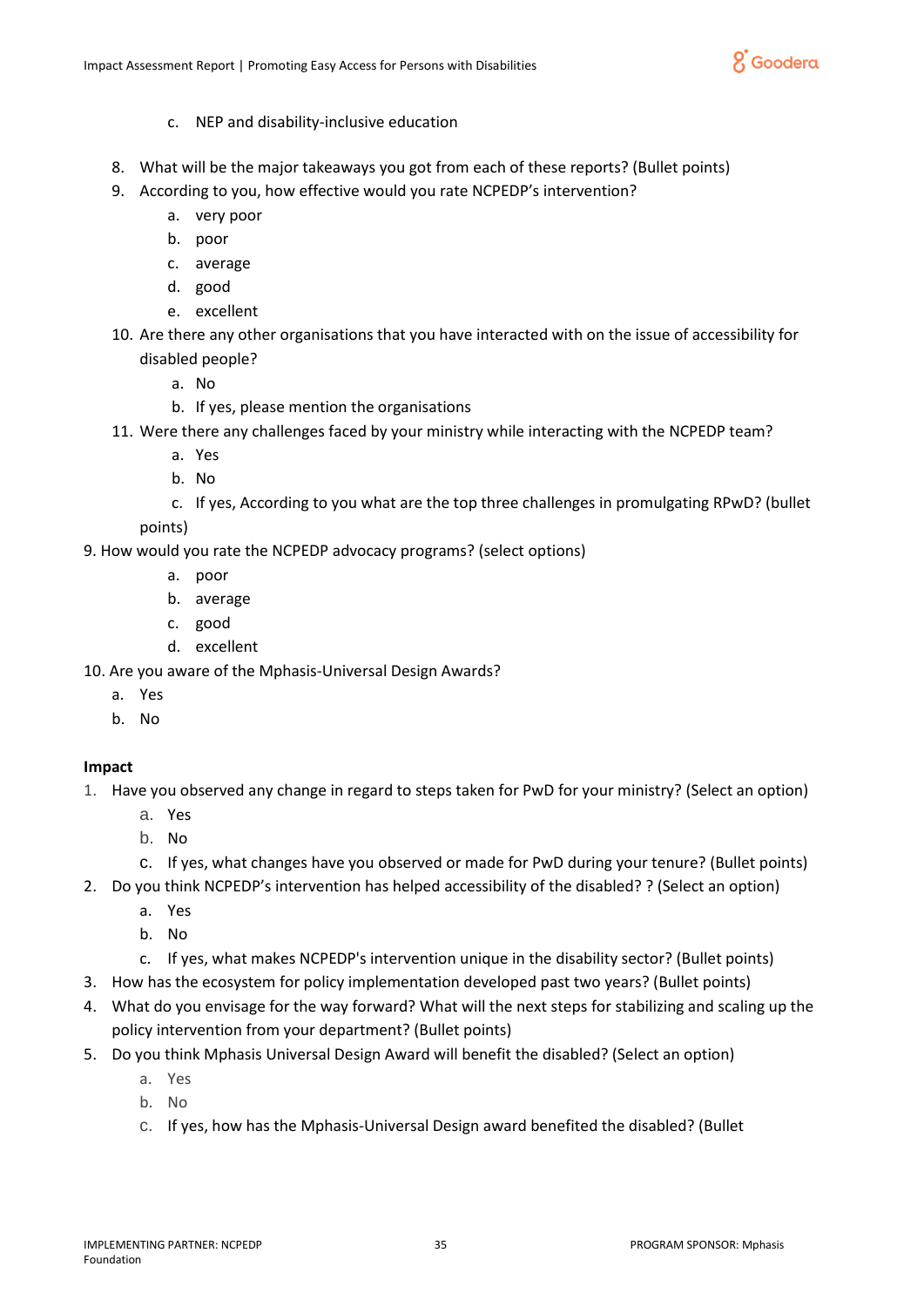c. NEP and disability-inclusive education

8. What will be the major takeaways you got from each of these reports? (Bullet points)
9. According to you, how effective would you rate NCPEDP's intervention?
    a. very poor
    b. poor
    c. average
    d. good
    e. excellent
10. Are there any other organisations that you have interacted with on the issue of accessibility for disabled people?
    a. No
    b. If yes, please mention the organisations
11. Were there any challenges faced by your ministry while interacting with the NCPEDP team?
    a. Yes
    b. No
    c. If yes, According to you what are the top three challenges in promulgating RPwD? (bullet points)

9. How would you rate the NCPEDP advocacy programs? (select options)
    a. poor
    b. average
    c. good
    d. excellent

10. Are you aware of the Mphasis-Universal Design Awards?
    a. Yes
    b. No

**Impact**

1. Have you observed any change in regard to steps taken for PwD for your ministry? (Select an option)
    a. Yes
    b. No
    c. If yes, what changes have you observed or made for PwD during your tenure? (Bullet points)
2. Do you think NCPEDP's intervention has helped accessibility of the disabled? ? (Select an option)
    a. Yes
    b. No
    c. If yes, what makes NCPEDP's intervention unique in the disability sector? (Bullet points)
3. How has the ecosystem for policy implementation developed past two years? (Bullet points)
4. What do you envisage for the way forward? What will the next steps for stabilizing and scaling up the policy intervention from your department? (Bullet points)
5. Do you think Mphasis Universal Design Award will benefit the disabled? (Select an option)
    a. Yes
    b. No
    c. If yes, how has the Mphasis-Universal Design award benefited the disabled? (Bullet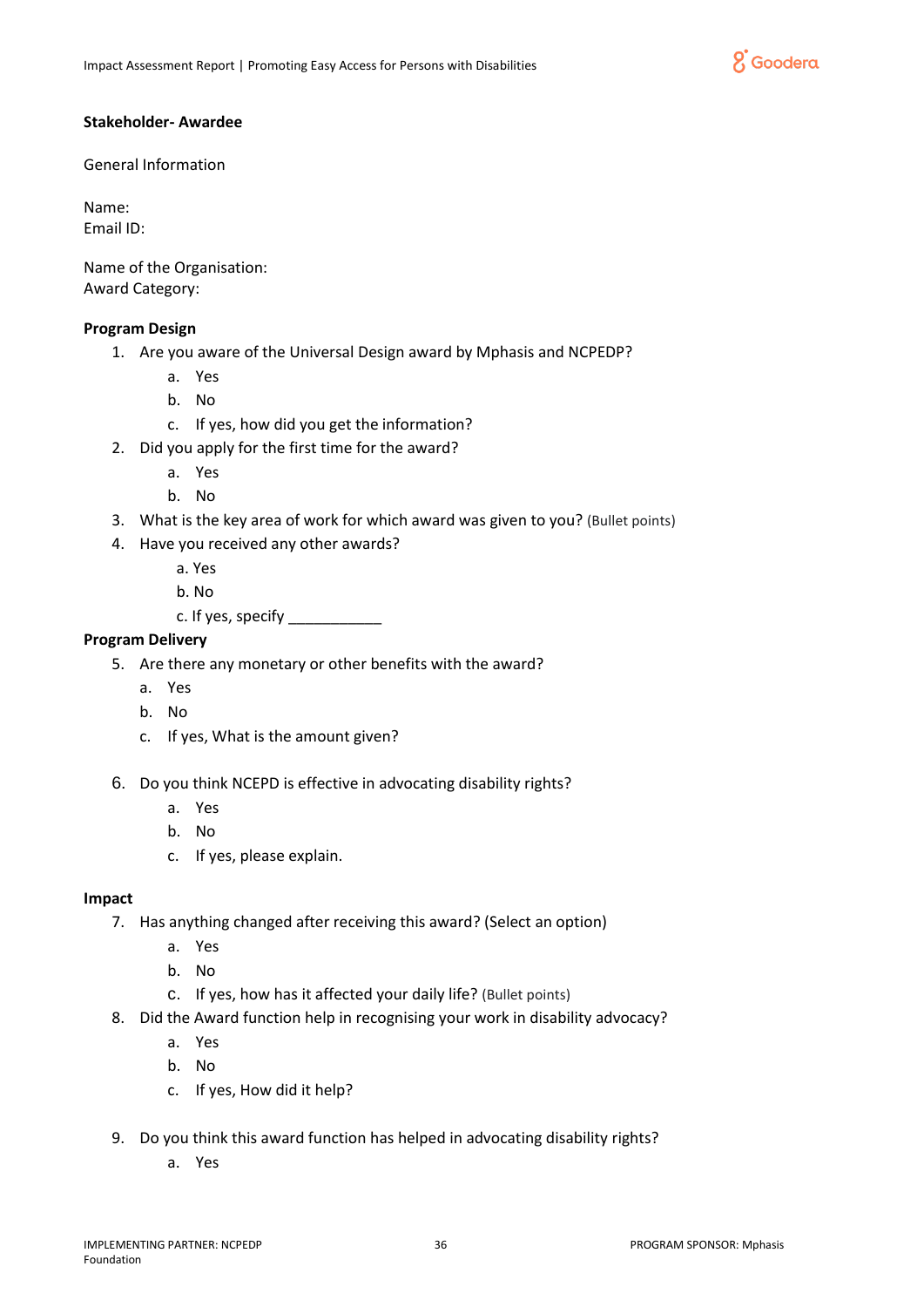**Stakeholder- Awardee**

General Information

Name:
Email ID:

Name of the Organisation:
Award Category:

**Program Design**

1. Are you aware of the Universal Design award by Mphasis and NCPEDP?
   a. Yes
   b. No
   c. If yes, how did you get the information?
2. Did you apply for the first time for the award?
   a. Yes
   b. No
3. What is the key area of work for which award was given to you? (Bullet points)
4. Have you received any other awards?
   a. Yes
   b. No
   c. If yes, specify ___________

**Program Delivery**

5. Are there any monetary or other benefits with the award?
   a. Yes
   b. No
   c. If yes, What is the amount given?

6. Do you think NCEPD is effective in advocating disability rights?
   a. Yes
   b. No
   c. If yes, please explain.

**Impact**

7. Has anything changed after receiving this award? (Select an option)
   a. Yes
   b. No
   c. If yes, how has it affected your daily life? (Bullet points)
8. Did the Award function help in recognising your work in disability advocacy?
   a. Yes
   b. No
   c. If yes, How did it help?

9. Do you think this award function has helped in advocating disability rights?
   a. Yes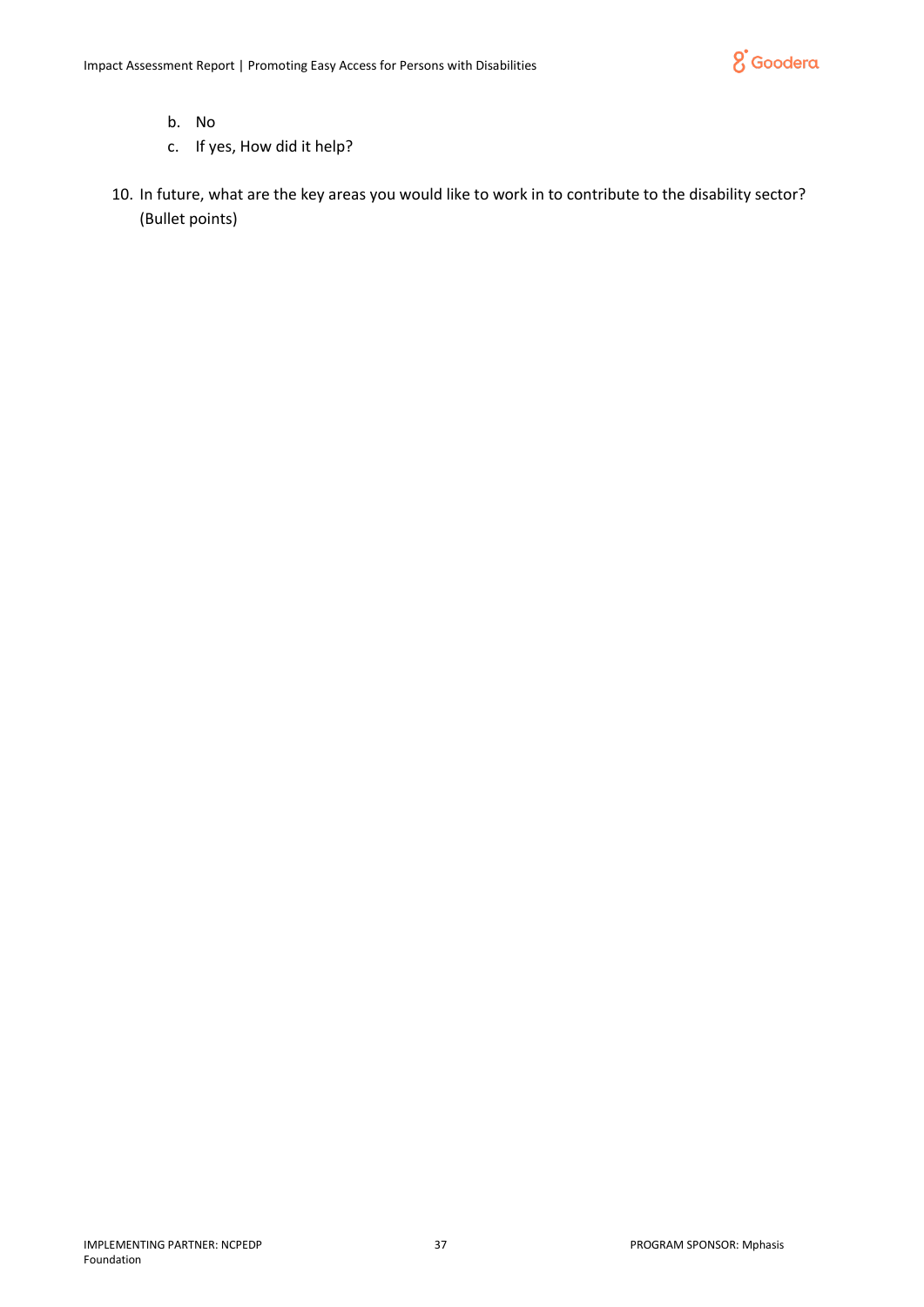b. No
   c. If yes, How did it help?

10. In future, what are the key areas you would like to work in to contribute to the disability sector? (Bullet points)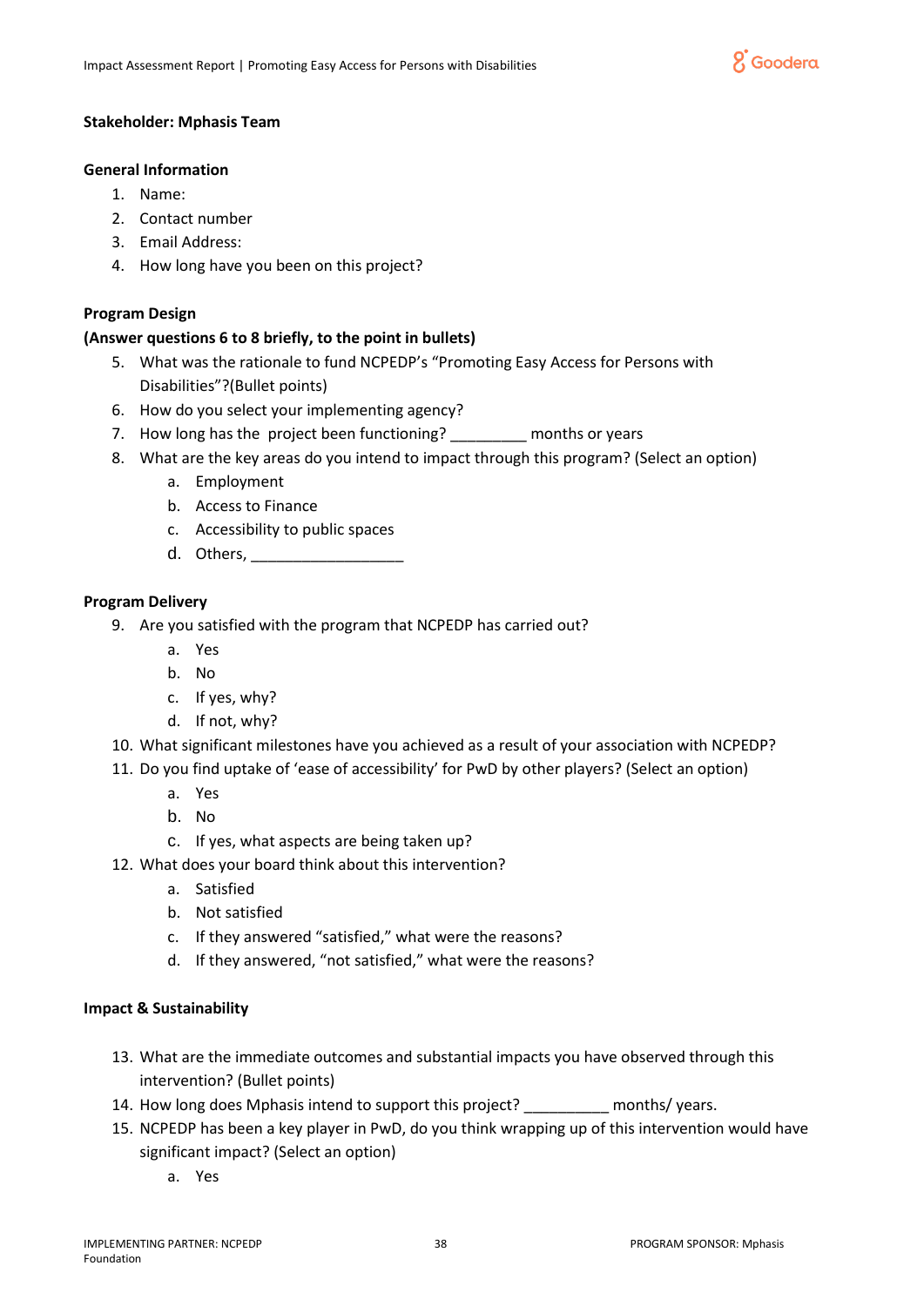**Stakeholder: Mphasis Team**

**General Information**

1. Name:
2. Contact number
3. Email Address:
4. How long have you been on this project?

**Program Design**

**(Answer questions 6 to 8 briefly, to the point in bullets)**

5. What was the rationale to fund NCPEDP's "Promoting Easy Access for Persons with Disabilities"?(Bullet points)
6. How do you select your implementing agency?
7. How long has the project been functioning? _________ months or years
8. What are the key areas do you intend to impact through this program? (Select an option)
   a. Employment
   b. Access to Finance
   c. Accessibility to public spaces
   d. Others, __________________

**Program Delivery**

9. Are you satisfied with the program that NCPEDP has carried out?
   a. Yes
   b. No
   c. If yes, why?
   d. If not, why?
10. What significant milestones have you achieved as a result of your association with NCPEDP?
11. Do you find uptake of 'ease of accessibility' for PwD by other players? (Select an option)
    a. Yes
    b. No
    c. If yes, what aspects are being taken up?
12. What does your board think about this intervention?
    a. Satisfied
    b. Not satisfied
    c. If they answered "satisfied," what were the reasons?
    d. If they answered, "not satisfied," what were the reasons?

**Impact & Sustainability**

13. What are the immediate outcomes and substantial impacts you have observed through this intervention? (Bullet points)
14. How long does Mphasis intend to support this project? __________ months/ years.
15. NCPEDP has been a key player in PwD, do you think wrapping up of this intervention would have significant impact? (Select an option)
    a. Yes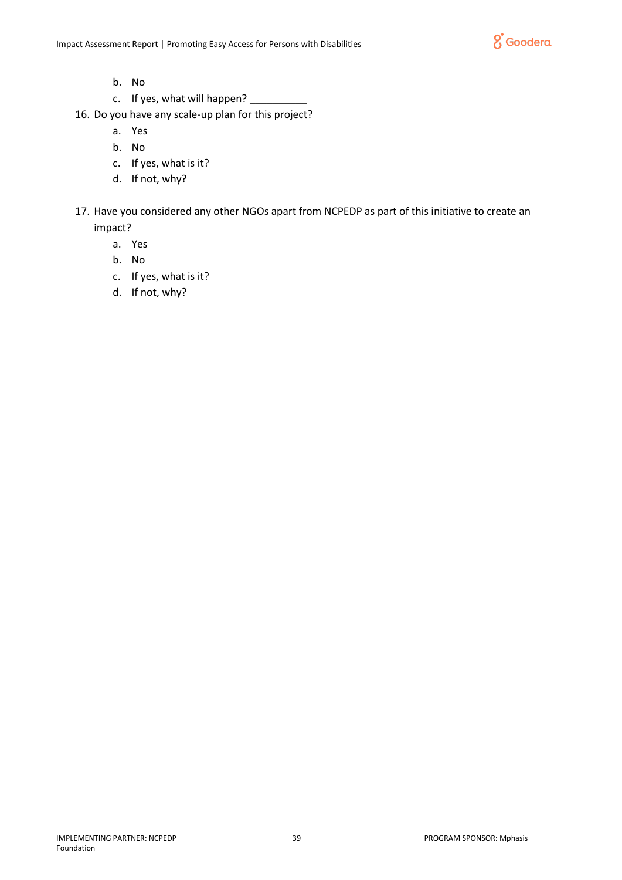b. No
   c. If yes, what will happen? __________

16. Do you have any scale-up plan for this project?
   a. Yes
   b. No
   c. If yes, what is it?
   d. If not, why?

17. Have you considered any other NGOs apart from NCPEDP as part of this initiative to create an impact?
   a. Yes
   b. No
   c. If yes, what is it?
   d. If not, why?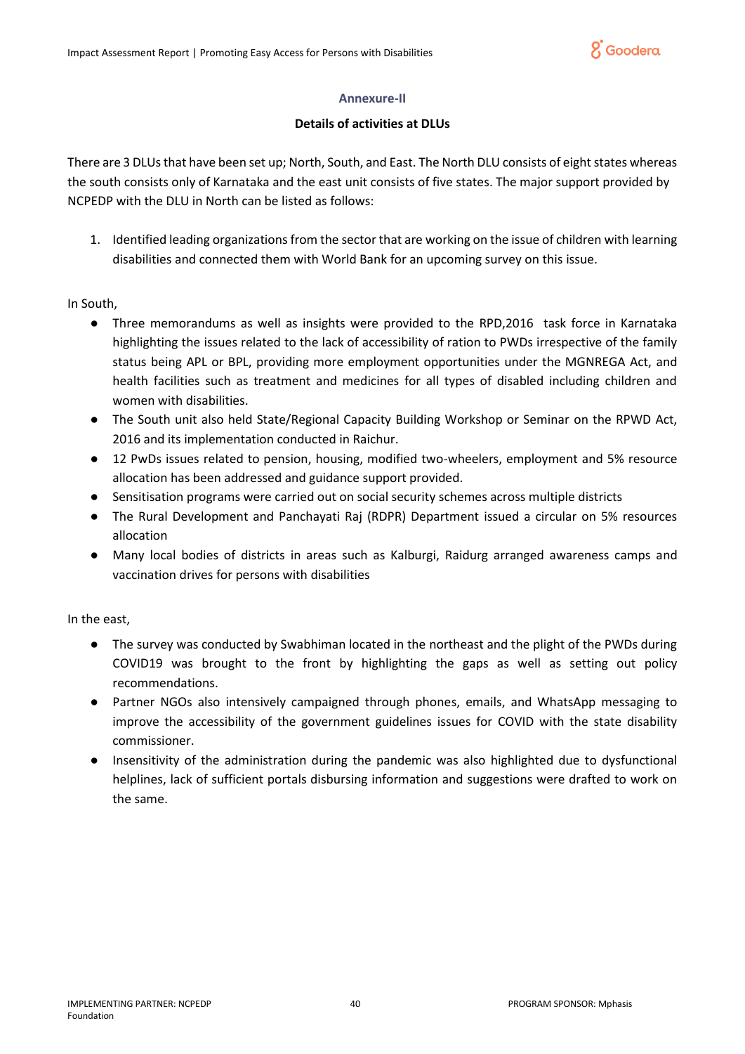## Annexure-II

### Details of activities at DLUs

There are 3 DLUs that have been set up; North, South, and East. The North DLU consists of eight states whereas the south consists only of Karnataka and the east unit consists of five states. The major support provided by NCPEDP with the DLU in North can be listed as follows:

1. Identified leading organizations from the sector that are working on the issue of children with learning disabilities and connected them with World Bank for an upcoming survey on this issue.

In South,

- Three memorandums as well as insights were provided to the RPD,2016 task force in Karnataka highlighting the issues related to the lack of accessibility of ration to PWDs irrespective of the family status being APL or BPL, providing more employment opportunities under the MGNREGA Act, and health facilities such as treatment and medicines for all types of disabled including children and women with disabilities.
- The South unit also held State/Regional Capacity Building Workshop or Seminar on the RPWD Act, 2016 and its implementation conducted in Raichur.
- 12 PwDs issues related to pension, housing, modified two-wheelers, employment and 5% resource allocation has been addressed and guidance support provided.
- Sensitisation programs were carried out on social security schemes across multiple districts
- The Rural Development and Panchayati Raj (RDPR) Department issued a circular on 5% resources allocation
- Many local bodies of districts in areas such as Kalburgi, Raidurg arranged awareness camps and vaccination drives for persons with disabilities

In the east,

- The survey was conducted by Swabhiman located in the northeast and the plight of the PWDs during COVID19 was brought to the front by highlighting the gaps as well as setting out policy recommendations.
- Partner NGOs also intensively campaigned through phones, emails, and WhatsApp messaging to improve the accessibility of the government guidelines issues for COVID with the state disability commissioner.
- Insensitivity of the administration during the pandemic was also highlighted due to dysfunctional helplines, lack of sufficient portals disbursing information and suggestions were drafted to work on the same.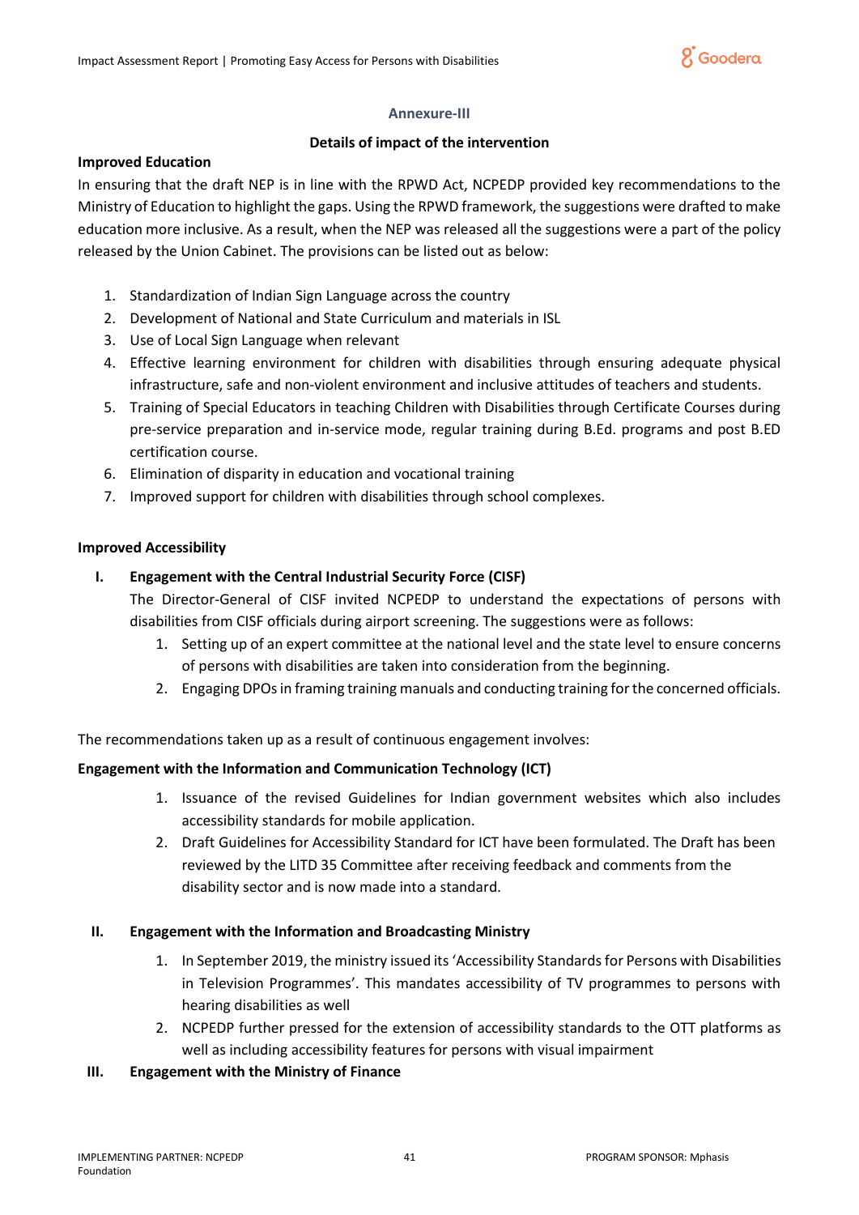## Annexure-III

### Details of impact of the intervention

**Improved Education**

In ensuring that the draft NEP is in line with the RPWD Act, NCPEDP provided key recommendations to the Ministry of Education to highlight the gaps. Using the RPWD framework, the suggestions were drafted to make education more inclusive. As a result, when the NEP was released all the suggestions were a part of the policy released by the Union Cabinet. The provisions can be listed out as below:

1. Standardization of Indian Sign Language across the country
2. Development of National and State Curriculum and materials in ISL
3. Use of Local Sign Language when relevant
4. Effective learning environment for children with disabilities through ensuring adequate physical infrastructure, safe and non-violent environment and inclusive attitudes of teachers and students.
5. Training of Special Educators in teaching Children with Disabilities through Certificate Courses during pre-service preparation and in-service mode, regular training during B.Ed. programs and post B.ED certification course.
6. Elimination of disparity in education and vocational training
7. Improved support for children with disabilities through school complexes.

**Improved Accessibility**

I. **Engagement with the Central Industrial Security Force (CISF)**

   The Director-General of CISF invited NCPEDP to understand the expectations of persons with disabilities from CISF officials during airport screening. The suggestions were as follows:

   1. Setting up of an expert committee at the national level and the state level to ensure concerns of persons with disabilities are taken into consideration from the beginning.
   2. Engaging DPOs in framing training manuals and conducting training for the concerned officials.

The recommendations taken up as a result of continuous engagement involves:

**Engagement with the Information and Communication Technology (ICT)**

1. Issuance of the revised Guidelines for Indian government websites which also includes accessibility standards for mobile application.
2. Draft Guidelines for Accessibility Standard for ICT have been formulated. The Draft has been reviewed by the LITD 35 Committee after receiving feedback and comments from the disability sector and is now made into a standard.

II. **Engagement with the Information and Broadcasting Ministry**

   1. In September 2019, the ministry issued its 'Accessibility Standards for Persons with Disabilities in Television Programmes'. This mandates accessibility of TV programmes to persons with hearing disabilities as well
   2. NCPEDP further pressed for the extension of accessibility standards to the OTT platforms as well as including accessibility features for persons with visual impairment

III. **Engagement with the Ministry of Finance**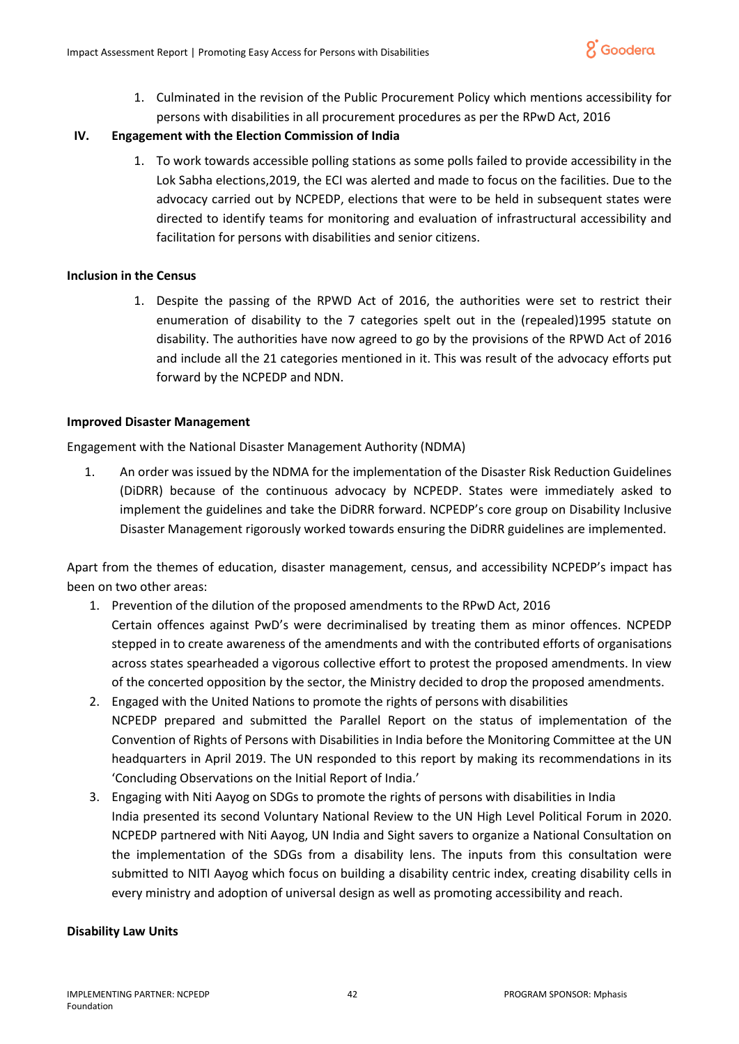1. Culminated in the revision of the Public Procurement Policy which mentions accessibility for persons with disabilities in all procurement procedures as per the RPwD Act, 2016

**IV. Engagement with the Election Commission of India**

1. To work towards accessible polling stations as some polls failed to provide accessibility in the Lok Sabha elections,2019, the ECI was alerted and made to focus on the facilities. Due to the advocacy carried out by NCPEDP, elections that were to be held in subsequent states were directed to identify teams for monitoring and evaluation of infrastructural accessibility and facilitation for persons with disabilities and senior citizens.

**Inclusion in the Census**

1. Despite the passing of the RPWD Act of 2016, the authorities were set to restrict their enumeration of disability to the 7 categories spelt out in the (repealed)1995 statute on disability. The authorities have now agreed to go by the provisions of the RPWD Act of 2016 and include all the 21 categories mentioned in it. This was result of the advocacy efforts put forward by the NCPEDP and NDN.

**Improved Disaster Management**

Engagement with the National Disaster Management Authority (NDMA)

1. An order was issued by the NDMA for the implementation of the Disaster Risk Reduction Guidelines (DiDRR) because of the continuous advocacy by NCPEDP. States were immediately asked to implement the guidelines and take the DiDRR forward. NCPEDP's core group on Disability Inclusive Disaster Management rigorously worked towards ensuring the DiDRR guidelines are implemented.

Apart from the themes of education, disaster management, census, and accessibility NCPEDP's impact has been on two other areas:

1. Prevention of the dilution of the proposed amendments to the RPwD Act, 2016
   Certain offences against PwD's were decriminalised by treating them as minor offences. NCPEDP stepped in to create awareness of the amendments and with the contributed efforts of organisations across states spearheaded a vigorous collective effort to protest the proposed amendments. In view of the concerted opposition by the sector, the Ministry decided to drop the proposed amendments.
2. Engaged with the United Nations to promote the rights of persons with disabilities
   NCPEDP prepared and submitted the Parallel Report on the status of implementation of the Convention of Rights of Persons with Disabilities in India before the Monitoring Committee at the UN headquarters in April 2019. The UN responded to this report by making its recommendations in its 'Concluding Observations on the Initial Report of India.'
3. Engaging with Niti Aayog on SDGs to promote the rights of persons with disabilities in India
   India presented its second Voluntary National Review to the UN High Level Political Forum in 2020. NCPEDP partnered with Niti Aayog, UN India and Sight savers to organize a National Consultation on the implementation of the SDGs from a disability lens. The inputs from this consultation were submitted to NITI Aayog which focus on building a disability centric index, creating disability cells in every ministry and adoption of universal design as well as promoting accessibility and reach.

**Disability Law Units**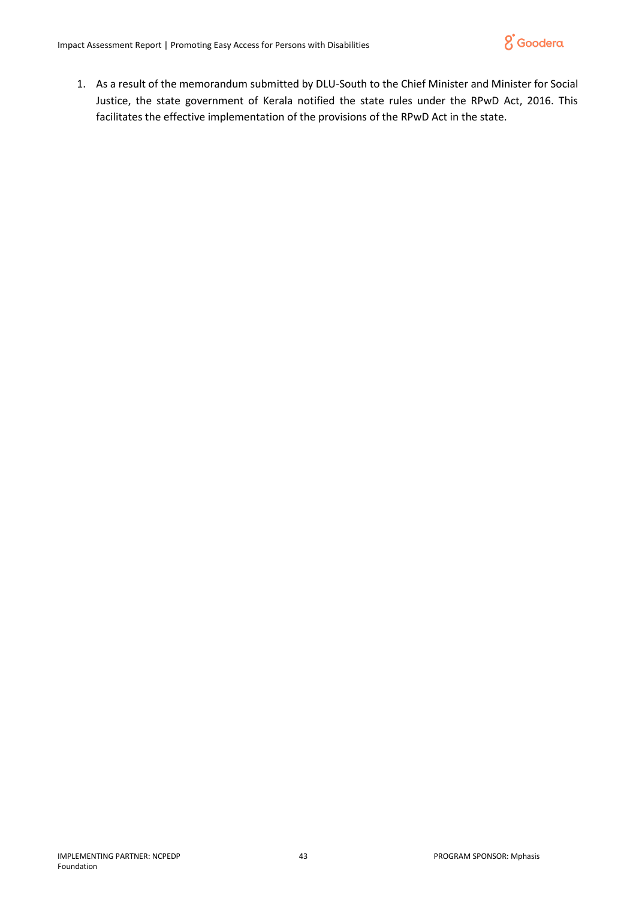1. As a result of the memorandum submitted by DLU-South to the Chief Minister and Minister for Social Justice, the state government of Kerala notified the state rules under the RPwD Act, 2016. This facilitates the effective implementation of the provisions of the RPwD Act in the state.